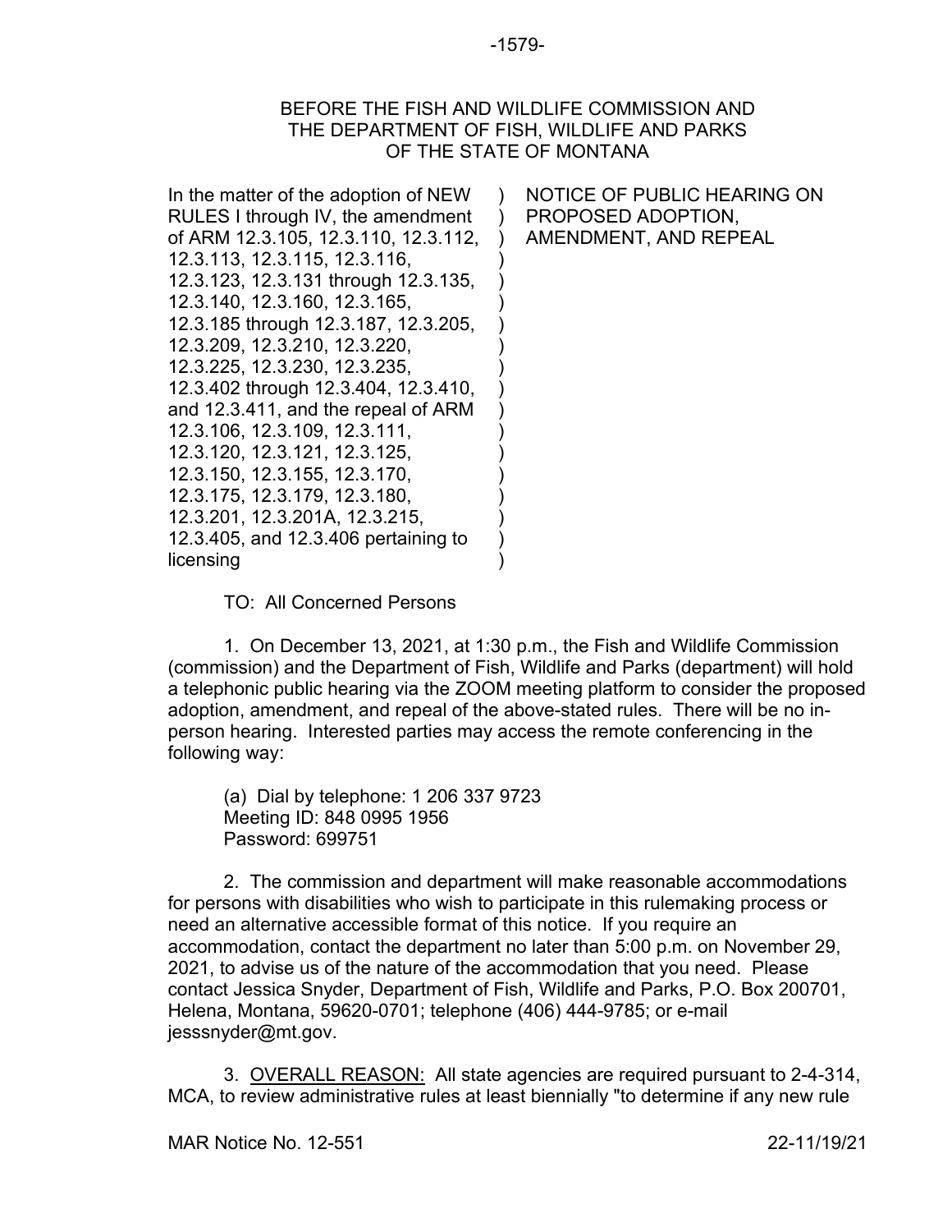BEFORE THE FISH AND WILDLIFE COMMISSION AND
THE DEPARTMENT OF FISH, WILDLIFE AND PARKS
OF THE STATE OF MONTANA

| | | |
|---|---|---|
| In the matter of the adoption of NEW RULES I through IV, the amendment of ARM 12.3.105, 12.3.110, 12.3.112, 12.3.113, 12.3.115, 12.3.116, 12.3.123, 12.3.131 through 12.3.135, 12.3.140, 12.3.160, 12.3.165, 12.3.185 through 12.3.187, 12.3.205, 12.3.209, 12.3.210, 12.3.220, 12.3.225, 12.3.230, 12.3.235, 12.3.402 through 12.3.404, 12.3.410, and 12.3.411, and the repeal of ARM 12.3.106, 12.3.109, 12.3.111, 12.3.120, 12.3.121, 12.3.125, 12.3.150, 12.3.155, 12.3.170, 12.3.175, 12.3.179, 12.3.180, 12.3.201, 12.3.201A, 12.3.215, 12.3.405, and 12.3.406 pertaining to licensing | ) | NOTICE OF PUBLIC HEARING ON PROPOSED ADOPTION, AMENDMENT, AND REPEAL |

TO: All Concerned Persons

1. On December 13, 2021, at 1:30 p.m., the Fish and Wildlife Commission (commission) and the Department of Fish, Wildlife and Parks (department) will hold a telephonic public hearing via the ZOOM meeting platform to consider the proposed adoption, amendment, and repeal of the above-stated rules. There will be no in-person hearing. Interested parties may access the remote conferencing in the following way:

(a) Dial by telephone: 1 206 337 9723
Meeting ID: 848 0995 1956
Password: 699751

2. The commission and department will make reasonable accommodations for persons with disabilities who wish to participate in this rulemaking process or need an alternative accessible format of this notice. If you require an accommodation, contact the department no later than 5:00 p.m. on November 29, 2021, to advise us of the nature of the accommodation that you need. Please contact Jessica Snyder, Department of Fish, Wildlife and Parks, P.O. Box 200701, Helena, Montana, 59620-0701; telephone (406) 444-9785; or e-mail jesssnyder@mt.gov.

3. OVERALL REASON: All state agencies are required pursuant to 2-4-314, MCA, to review administrative rules at least biennially "to determine if any new rule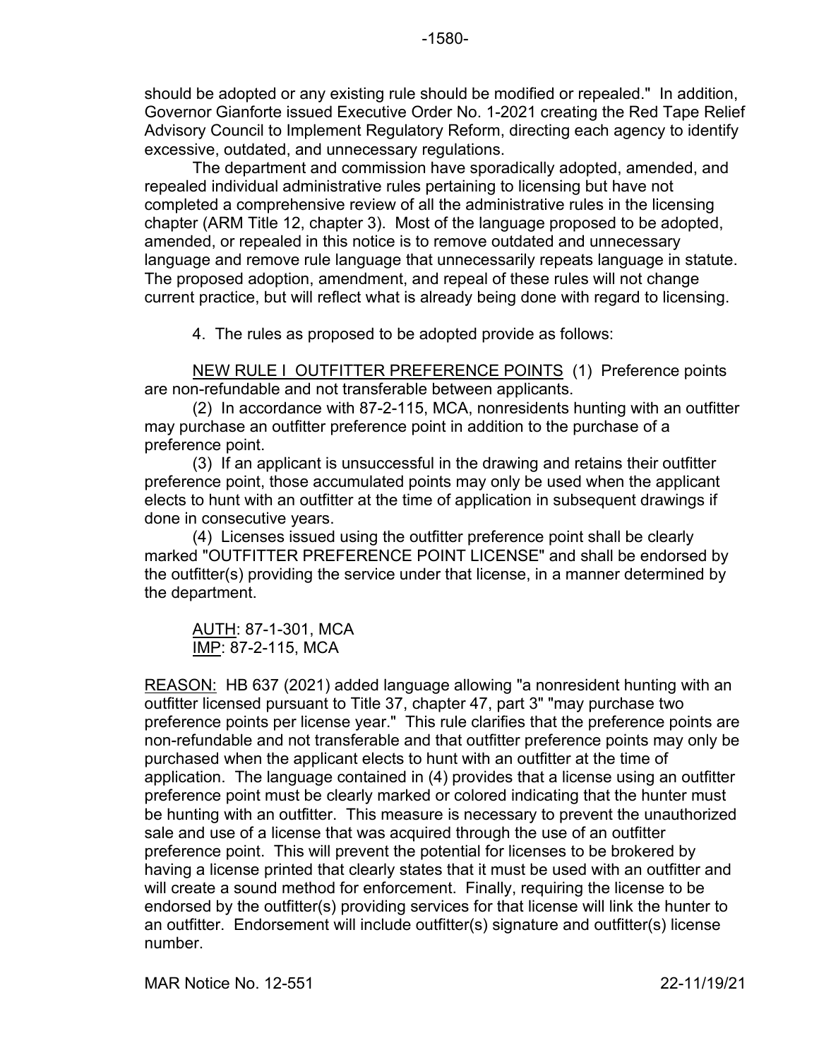should be adopted or any existing rule should be modified or repealed." In addition, Governor Gianforte issued Executive Order No. 1-2021 creating the Red Tape Relief Advisory Council to Implement Regulatory Reform, directing each agency to identify excessive, outdated, and unnecessary regulations.

The department and commission have sporadically adopted, amended, and repealed individual administrative rules pertaining to licensing but have not completed a comprehensive review of all the administrative rules in the licensing chapter (ARM Title 12, chapter 3). Most of the language proposed to be adopted, amended, or repealed in this notice is to remove outdated and unnecessary language and remove rule language that unnecessarily repeats language in statute. The proposed adoption, amendment, and repeal of these rules will not change current practice, but will reflect what is already being done with regard to licensing.

4. The rules as proposed to be adopted provide as follows:

NEW RULE I OUTFITTER PREFERENCE POINTS (1) Preference points are non-refundable and not transferable between applicants.

(2) In accordance with 87-2-115, MCA, nonresidents hunting with an outfitter may purchase an outfitter preference point in addition to the purchase of a preference point.

(3) If an applicant is unsuccessful in the drawing and retains their outfitter preference point, those accumulated points may only be used when the applicant elects to hunt with an outfitter at the time of application in subsequent drawings if done in consecutive years.

(4) Licenses issued using the outfitter preference point shall be clearly marked "OUTFITTER PREFERENCE POINT LICENSE" and shall be endorsed by the outfitter(s) providing the service under that license, in a manner determined by the department.

AUTH: 87-1-301, MCA
IMP: 87-2-115, MCA

REASON: HB 637 (2021) added language allowing "a nonresident hunting with an outfitter licensed pursuant to Title 37, chapter 47, part 3" "may purchase two preference points per license year." This rule clarifies that the preference points are non-refundable and not transferable and that outfitter preference points may only be purchased when the applicant elects to hunt with an outfitter at the time of application. The language contained in (4) provides that a license using an outfitter preference point must be clearly marked or colored indicating that the hunter must be hunting with an outfitter. This measure is necessary to prevent the unauthorized sale and use of a license that was acquired through the use of an outfitter preference point. This will prevent the potential for licenses to be brokered by having a license printed that clearly states that it must be used with an outfitter and will create a sound method for enforcement. Finally, requiring the license to be endorsed by the outfitter(s) providing services for that license will link the hunter to an outfitter. Endorsement will include outfitter(s) signature and outfitter(s) license number.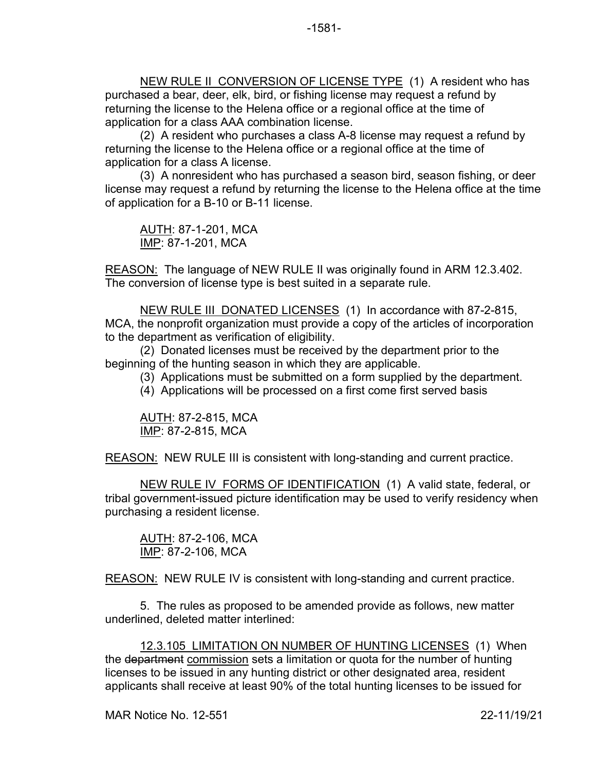NEW RULE II CONVERSION OF LICENSE TYPE (1) A resident who has purchased a bear, deer, elk, bird, or fishing license may request a refund by returning the license to the Helena office or a regional office at the time of application for a class AAA combination license.

(2) A resident who purchases a class A-8 license may request a refund by returning the license to the Helena office or a regional office at the time of application for a class A license.

(3) A nonresident who has purchased a season bird, season fishing, or deer license may request a refund by returning the license to the Helena office at the time of application for a B-10 or B-11 license.

AUTH: 87-1-201, MCA
IMP: 87-1-201, MCA

REASON: The language of NEW RULE II was originally found in ARM 12.3.402. The conversion of license type is best suited in a separate rule.

NEW RULE III DONATED LICENSES (1) In accordance with 87-2-815, MCA, the nonprofit organization must provide a copy of the articles of incorporation to the department as verification of eligibility.

(2) Donated licenses must be received by the department prior to the beginning of the hunting season in which they are applicable.

(3) Applications must be submitted on a form supplied by the department.

(4) Applications will be processed on a first come first served basis

AUTH: 87-2-815, MCA
IMP: 87-2-815, MCA

REASON: NEW RULE III is consistent with long-standing and current practice.

NEW RULE IV FORMS OF IDENTIFICATION (1) A valid state, federal, or tribal government-issued picture identification may be used to verify residency when purchasing a resident license.

AUTH: 87-2-106, MCA
IMP: 87-2-106, MCA

REASON: NEW RULE IV is consistent with long-standing and current practice.

5. The rules as proposed to be amended provide as follows, new matter underlined, deleted matter interlined:

12.3.105 LIMITATION ON NUMBER OF HUNTING LICENSES (1) When the ~~department~~ commission sets a limitation or quota for the number of hunting licenses to be issued in any hunting district or other designated area, resident applicants shall receive at least 90% of the total hunting licenses to be issued for

MAR Notice No. 12-551 22-11/19/21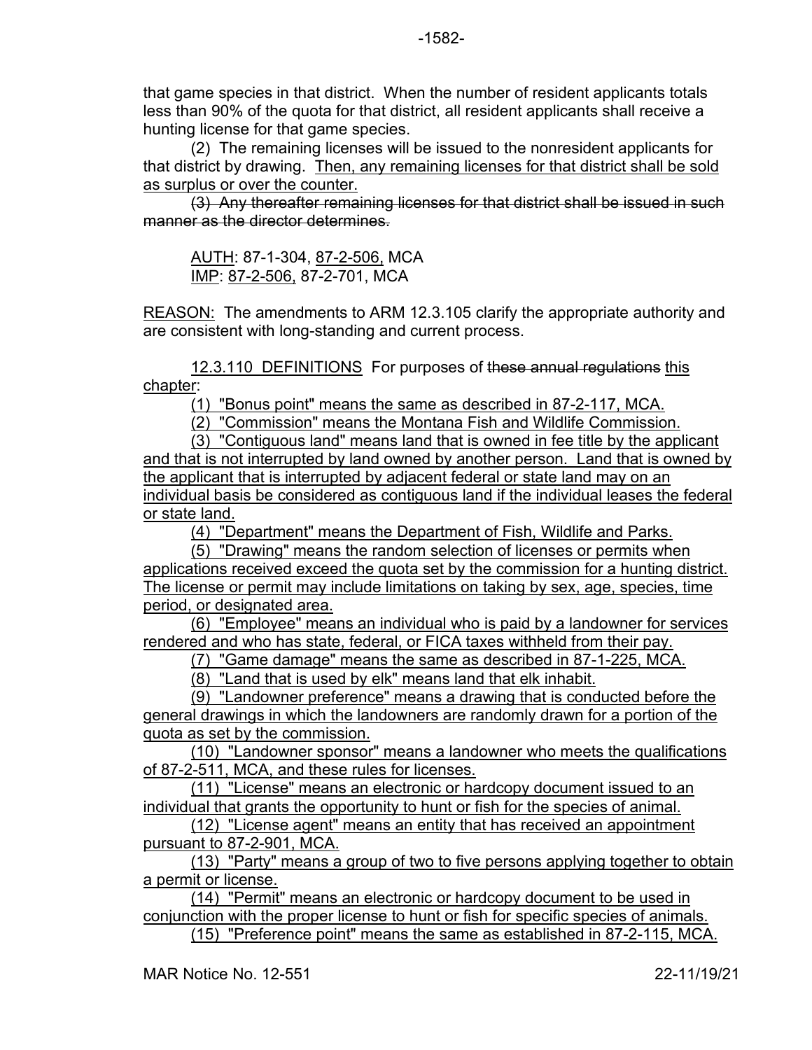that game species in that district. When the number of resident applicants totals less than 90% of the quota for that district, all resident applicants shall receive a hunting license for that game species.

(2) The remaining licenses will be issued to the nonresident applicants for that district by drawing. Then, any remaining licenses for that district shall be sold as surplus or over the counter.

~~(3) Any thereafter remaining licenses for that district shall be issued in such manner as the director determines.~~

AUTH: 87-1-304, 87-2-506, MCA
IMP: 87-2-506, 87-2-701, MCA

REASON: The amendments to ARM 12.3.105 clarify the appropriate authority and are consistent with long-standing and current process.

12.3.110 DEFINITIONS For purposes of ~~these annual regulations~~ this chapter:

(1) "Bonus point" means the same as described in 87-2-117, MCA.

(2) "Commission" means the Montana Fish and Wildlife Commission.

(3) "Contiguous land" means land that is owned in fee title by the applicant and that is not interrupted by land owned by another person. Land that is owned by the applicant that is interrupted by adjacent federal or state land may on an individual basis be considered as contiguous land if the individual leases the federal or state land.

(4) "Department" means the Department of Fish, Wildlife and Parks.

(5) "Drawing" means the random selection of licenses or permits when applications received exceed the quota set by the commission for a hunting district. The license or permit may include limitations on taking by sex, age, species, time period, or designated area.

(6) "Employee" means an individual who is paid by a landowner for services rendered and who has state, federal, or FICA taxes withheld from their pay.

(7) "Game damage" means the same as described in 87-1-225, MCA.

(8) "Land that is used by elk" means land that elk inhabit.

(9) "Landowner preference" means a drawing that is conducted before the general drawings in which the landowners are randomly drawn for a portion of the quota as set by the commission.

(10) "Landowner sponsor" means a landowner who meets the qualifications of 87-2-511, MCA, and these rules for licenses.

(11) "License" means an electronic or hardcopy document issued to an individual that grants the opportunity to hunt or fish for the species of animal.

(12) "License agent" means an entity that has received an appointment pursuant to 87-2-901, MCA.

(13) "Party" means a group of two to five persons applying together to obtain a permit or license.

(14) "Permit" means an electronic or hardcopy document to be used in conjunction with the proper license to hunt or fish for specific species of animals.

(15) "Preference point" means the same as established in 87-2-115, MCA.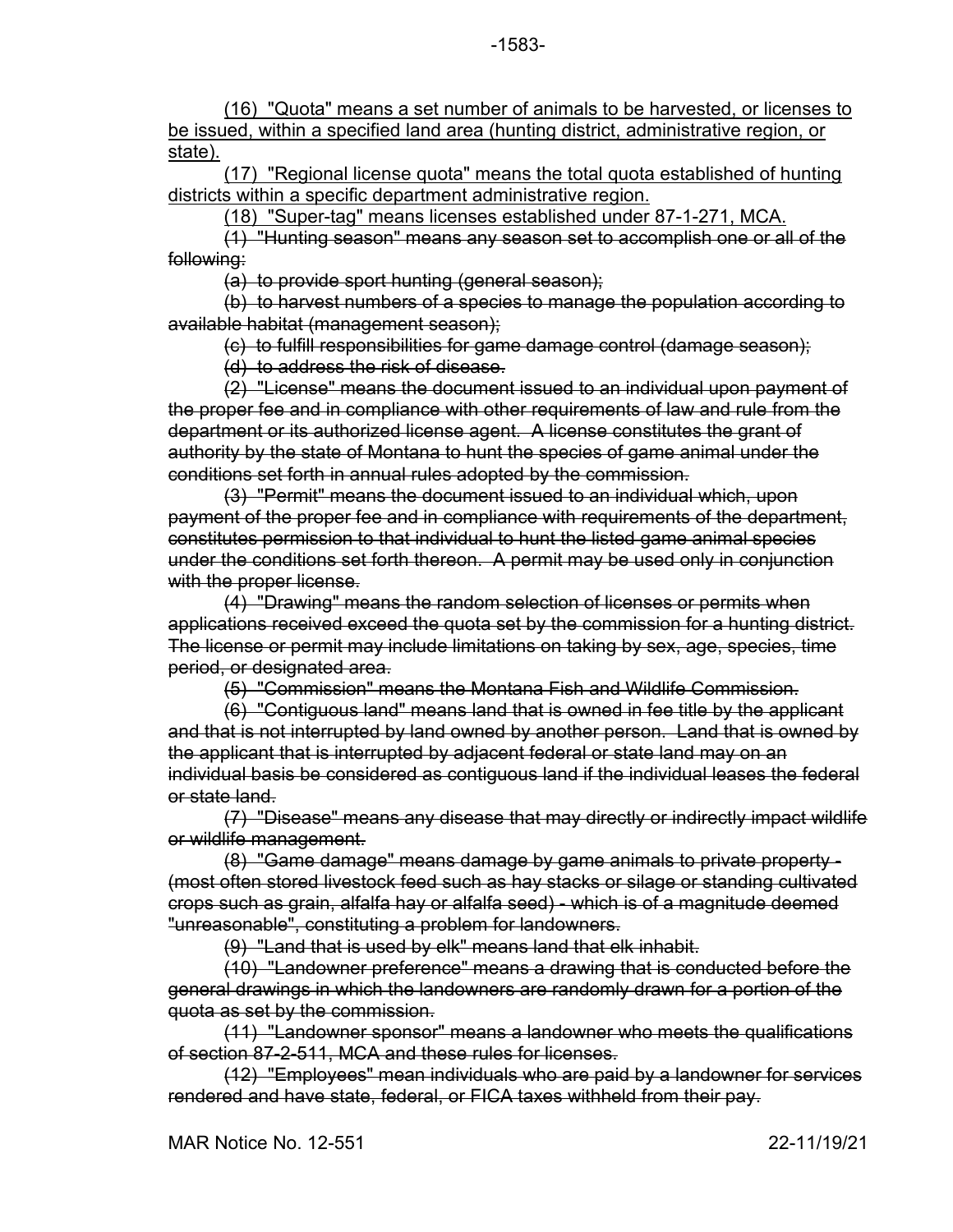(16) "Quota" means a set number of animals to be harvested, or licenses to be issued, within a specified land area (hunting district, administrative region, or state).

(17) "Regional license quota" means the total quota established of hunting districts within a specific department administrative region.

(18) "Super-tag" means licenses established under 87-1-271, MCA.

~~(1) "Hunting season" means any season set to accomplish one or all of the following:~~

~~(a) to provide sport hunting (general season);~~

~~(b) to harvest numbers of a species to manage the population according to available habitat (management season);~~

~~(c) to fulfill responsibilities for game damage control (damage season);~~

~~(d) to address the risk of disease.~~

~~(2) "License" means the document issued to an individual upon payment of the proper fee and in compliance with other requirements of law and rule from the department or its authorized license agent. A license constitutes the grant of authority by the state of Montana to hunt the species of game animal under the conditions set forth in annual rules adopted by the commission.~~

~~(3) "Permit" means the document issued to an individual which, upon payment of the proper fee and in compliance with requirements of the department, constitutes permission to that individual to hunt the listed game animal species under the conditions set forth thereon. A permit may be used only in conjunction with the proper license.~~

~~(4) "Drawing" means the random selection of licenses or permits when applications received exceed the quota set by the commission for a hunting district. The license or permit may include limitations on taking by sex, age, species, time period, or designated area.~~

~~(5) "Commission" means the Montana Fish and Wildlife Commission.~~

~~(6) "Contiguous land" means land that is owned in fee title by the applicant and that is not interrupted by land owned by another person. Land that is owned by the applicant that is interrupted by adjacent federal or state land may on an individual basis be considered as contiguous land if the individual leases the federal or state land.~~

~~(7) "Disease" means any disease that may directly or indirectly impact wildlife or wildlife management.~~

~~(8) "Game damage" means damage by game animals to private property - (most often stored livestock feed such as hay stacks or silage or standing cultivated crops such as grain, alfalfa hay or alfalfa seed) - which is of a magnitude deemed "unreasonable", constituting a problem for landowners.~~

~~(9) "Land that is used by elk" means land that elk inhabit.~~

~~(10) "Landowner preference" means a drawing that is conducted before the general drawings in which the landowners are randomly drawn for a portion of the quota as set by the commission.~~

~~(11) "Landowner sponsor" means a landowner who meets the qualifications of section 87-2-511, MCA and these rules for licenses.~~

~~(12) "Employees" mean individuals who are paid by a landowner for services rendered and have state, federal, or FICA taxes withheld from their pay.~~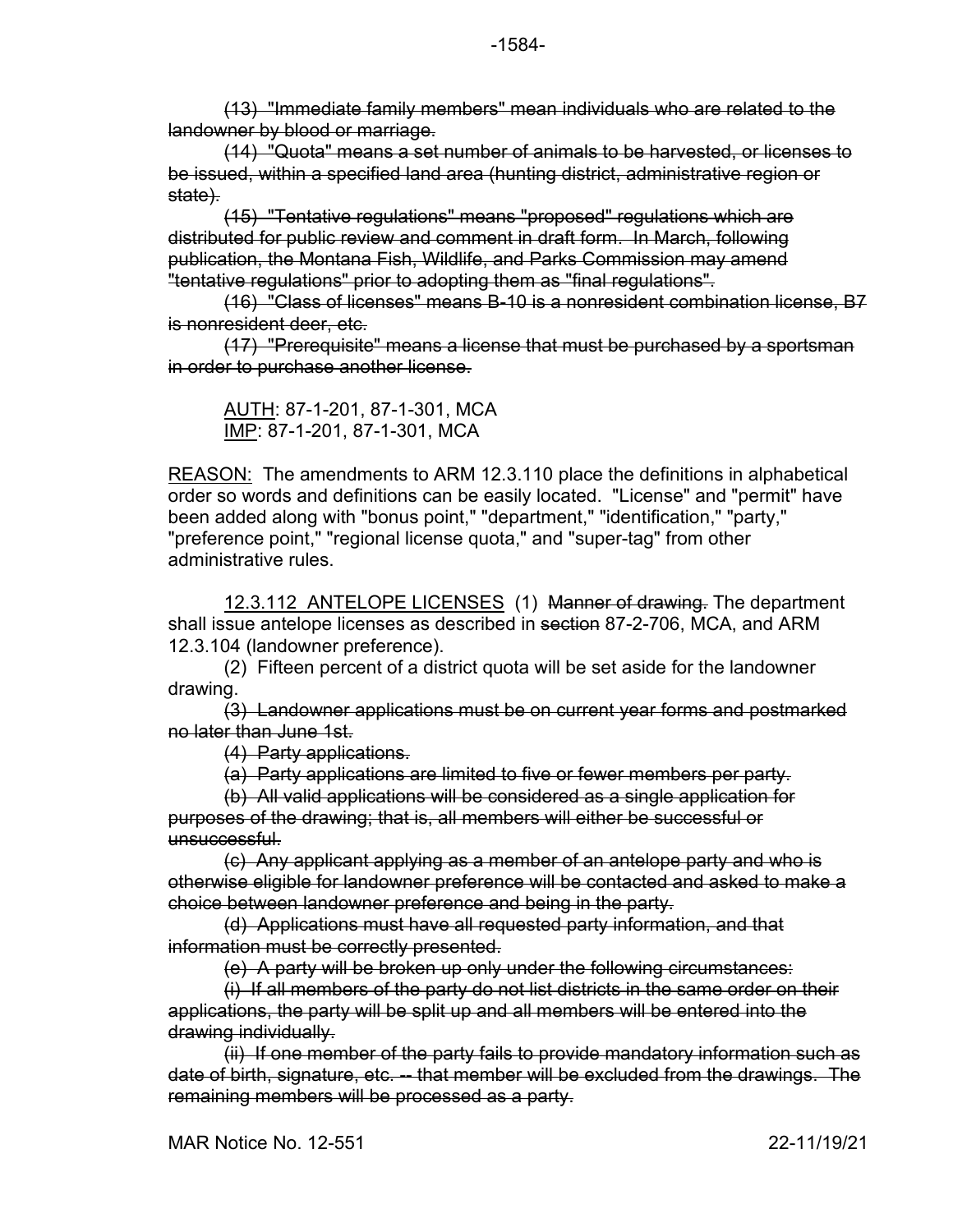~~(13) "Immediate family members" mean individuals who are related to the landowner by blood or marriage.~~

~~(14) "Quota" means a set number of animals to be harvested, or licenses to be issued, within a specified land area (hunting district, administrative region or state).~~

~~(15) "Tentative regulations" means "proposed" regulations which are distributed for public review and comment in draft form. In March, following publication, the Montana Fish, Wildlife, and Parks Commission may amend "tentative regulations" prior to adopting them as "final regulations".~~

~~(16) "Class of licenses" means B-10 is a nonresident combination license, B7 is nonresident deer, etc.~~

~~(17) "Prerequisite" means a license that must be purchased by a sportsman in order to purchase another license.~~

<u>AUTH</u>: 87-1-201, 87-1-301, MCA
<u>IMP</u>: 87-1-201, 87-1-301, MCA

<u>REASON:</u> The amendments to ARM 12.3.110 place the definitions in alphabetical order so words and definitions can be easily located. "License" and "permit" have been added along with "bonus point," "department," "identification," "party," "preference point," "regional license quota," and "super-tag" from other administrative rules.

<u>12.3.112 ANTELOPE LICENSES</u> (1) ~~Manner of drawing.~~ The department shall issue antelope licenses as described in ~~section~~ 87-2-706, MCA, and ARM 12.3.104 (landowner preference).

(2) Fifteen percent of a district quota will be set aside for the landowner drawing.

~~(3) Landowner applications must be on current year forms and postmarked no later than June 1st.~~

~~(4) Party applications.~~

~~(a) Party applications are limited to five or fewer members per party.~~

~~(b) All valid applications will be considered as a single application for purposes of the drawing; that is, all members will either be successful or unsuccessful.~~

~~(c) Any applicant applying as a member of an antelope party and who is otherwise eligible for landowner preference will be contacted and asked to make a choice between landowner preference and being in the party.~~

~~(d) Applications must have all requested party information, and that information must be correctly presented.~~

~~(e) A party will be broken up only under the following circumstances:~~

~~(i) If all members of the party do not list districts in the same order on their applications, the party will be split up and all members will be entered into the drawing individually.~~

~~(ii) If one member of the party fails to provide mandatory information such as date of birth, signature, etc. -- that member will be excluded from the drawings. The remaining members will be processed as a party.~~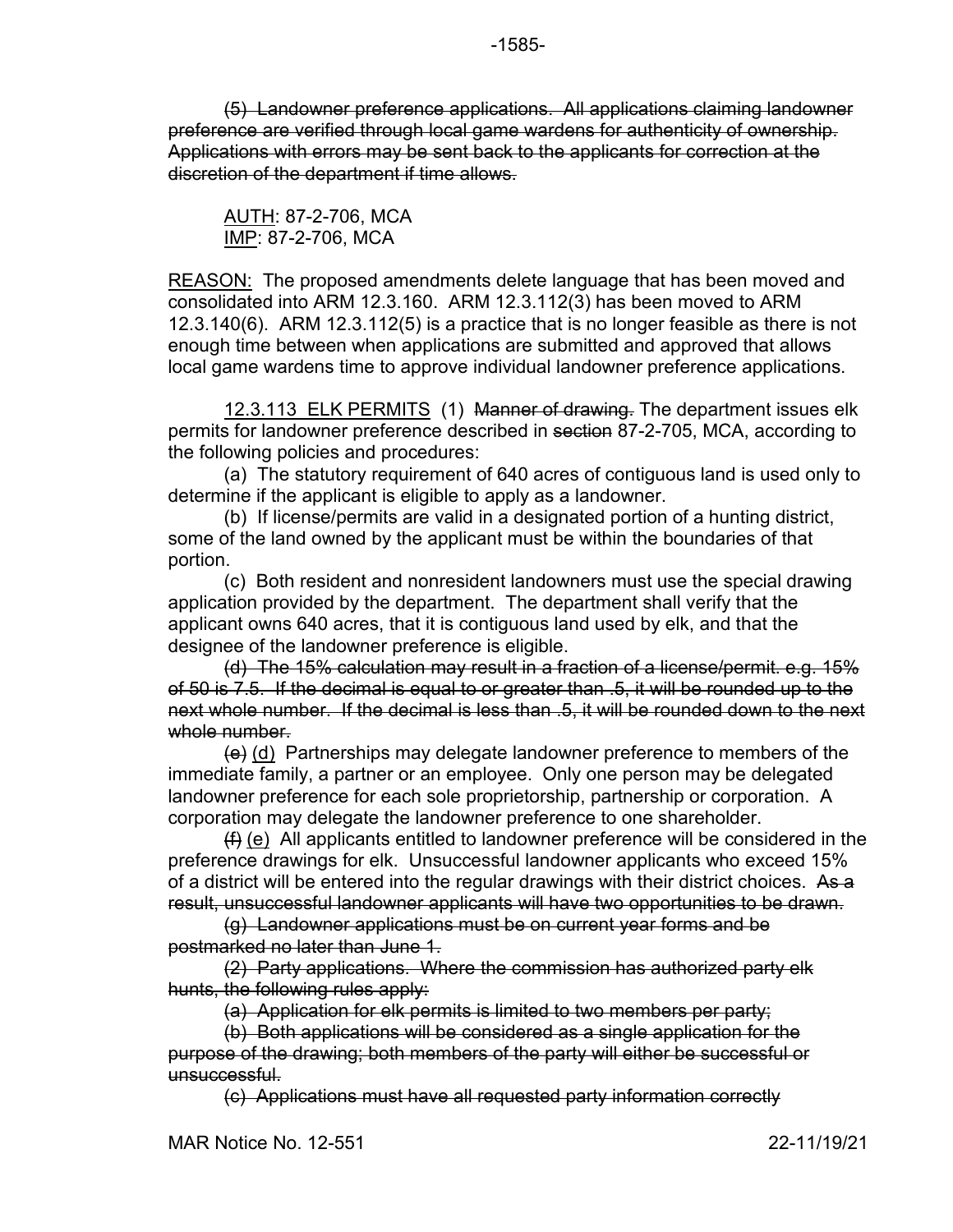(5) ~~Landowner preference applications. All applications claiming landowner preference are verified through local game wardens for authenticity of ownership. Applications with errors may be sent back to the applicants for correction at the discretion of the department if time allows.~~

<u>AUTH</u>: 87-2-706, MCA
<u>IMP</u>: 87-2-706, MCA

<u>REASON:</u> The proposed amendments delete language that has been moved and consolidated into ARM 12.3.160. ARM 12.3.112(3) has been moved to ARM 12.3.140(6). ARM 12.3.112(5) is a practice that is no longer feasible as there is not enough time between when applications are submitted and approved that allows local game wardens time to approve individual landowner preference applications.

<u>12.3.113 ELK PERMITS</u> (1) ~~Manner of drawing.~~ The department issues elk permits for landowner preference described in ~~section~~ 87-2-705, MCA, according to the following policies and procedures:

(a) The statutory requirement of 640 acres of contiguous land is used only to determine if the applicant is eligible to apply as a landowner.

(b) If license/permits are valid in a designated portion of a hunting district, some of the land owned by the applicant must be within the boundaries of that portion.

(c) Both resident and nonresident landowners must use the special drawing application provided by the department. The department shall verify that the applicant owns 640 acres, that it is contiguous land used by elk, and that the designee of the landowner preference is eligible.

~~(d) The 15% calculation may result in a fraction of a license/permit. e.g. 15% of 50 is 7.5. If the decimal is equal to or greater than .5, it will be rounded up to the next whole number. If the decimal is less than .5, it will be rounded down to the next whole number.~~

~~(e)~~ <u>(d)</u> Partnerships may delegate landowner preference to members of the immediate family, a partner or an employee. Only one person may be delegated landowner preference for each sole proprietorship, partnership or corporation. A corporation may delegate the landowner preference to one shareholder.

~~(f)~~ <u>(e)</u> All applicants entitled to landowner preference will be considered in the preference drawings for elk. Unsuccessful landowner applicants who exceed 15% of a district will be entered into the regular drawings with their district choices. ~~As a result, unsuccessful landowner applicants will have two opportunities to be drawn.~~

~~(g) Landowner applications must be on current year forms and be postmarked no later than June 1.~~

~~(2) Party applications. Where the commission has authorized party elk hunts, the following rules apply:~~

~~(a) Application for elk permits is limited to two members per party;~~

~~(b) Both applications will be considered as a single application for the purpose of the drawing; both members of the party will either be successful or unsuccessful.~~

~~(c) Applications must have all requested party information correctly~~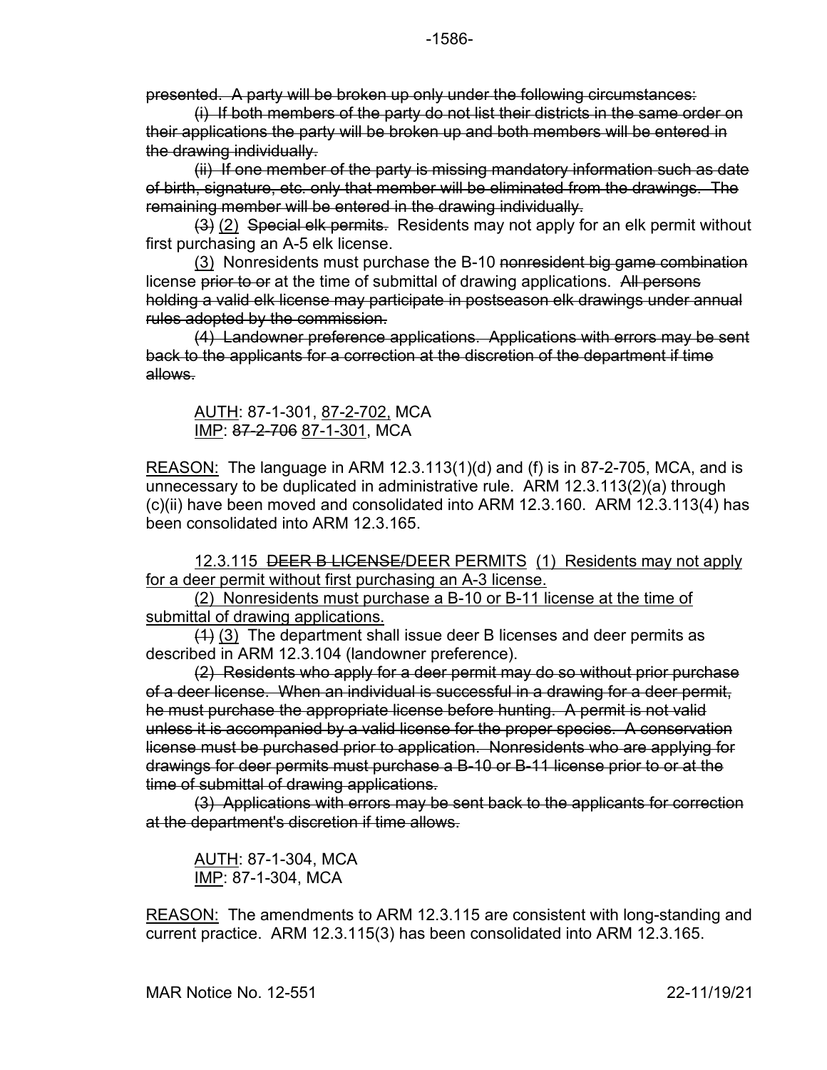~~presented. A party will be broken up only under the following circumstances:~~

~~(i) If both members of the party do not list their districts in the same order on their applications the party will be broken up and both members will be entered in the drawing individually.~~

~~(ii) If one member of the party is missing mandatory information such as date of birth, signature, etc. only that member will be eliminated from the drawings. The remaining member will be entered in the drawing individually.~~

~~(3)~~ <u>(2)</u> ~~Special elk permits.~~ Residents may not apply for an elk permit without first purchasing an A-5 elk license.

<u>(3)</u> Nonresidents must purchase the B-10 ~~nonresident big game combination~~ license ~~prior to or~~ at the time of submittal of drawing applications. ~~All persons holding a valid elk license may participate in postseason elk drawings under annual rules adopted by the commission.~~

~~(4) Landowner preference applications. Applications with errors may be sent back to the applicants for a correction at the discretion of the department if time allows.~~

<u>AUTH</u>: 87-1-301, <u>87-2-702,</u> MCA
<u>IMP</u>: ~~87-2-706~~ <u>87-1-301</u>, MCA

<u>REASON:</u> The language in ARM 12.3.113(1)(d) and (f) is in 87-2-705, MCA, and is unnecessary to be duplicated in administrative rule. ARM 12.3.113(2)(a) through (c)(ii) have been moved and consolidated into ARM 12.3.160. ARM 12.3.113(4) has been consolidated into ARM 12.3.165.

<u>12.3.115</u> ~~DEER B LICENSE/~~DEER PERMITS <u>(1) Residents may not apply for a deer permit without first purchasing an A-3 license.</u>

<u>(2) Nonresidents must purchase a B-10 or B-11 license at the time of submittal of drawing applications.</u>

~~(1)~~ <u>(3)</u> The department shall issue deer B licenses and deer permits as described in ARM 12.3.104 (landowner preference).

~~(2) Residents who apply for a deer permit may do so without prior purchase of a deer license. When an individual is successful in a drawing for a deer permit, he must purchase the appropriate license before hunting. A permit is not valid unless it is accompanied by a valid license for the proper species. A conservation license must be purchased prior to application. Nonresidents who are applying for drawings for deer permits must purchase a B-10 or B-11 license prior to or at the time of submittal of drawing applications.~~

~~(3) Applications with errors may be sent back to the applicants for correction at the department's discretion if time allows.~~

<u>AUTH</u>: 87-1-304, MCA
<u>IMP</u>: 87-1-304, MCA

<u>REASON:</u> The amendments to ARM 12.3.115 are consistent with long-standing and current practice. ARM 12.3.115(3) has been consolidated into ARM 12.3.165.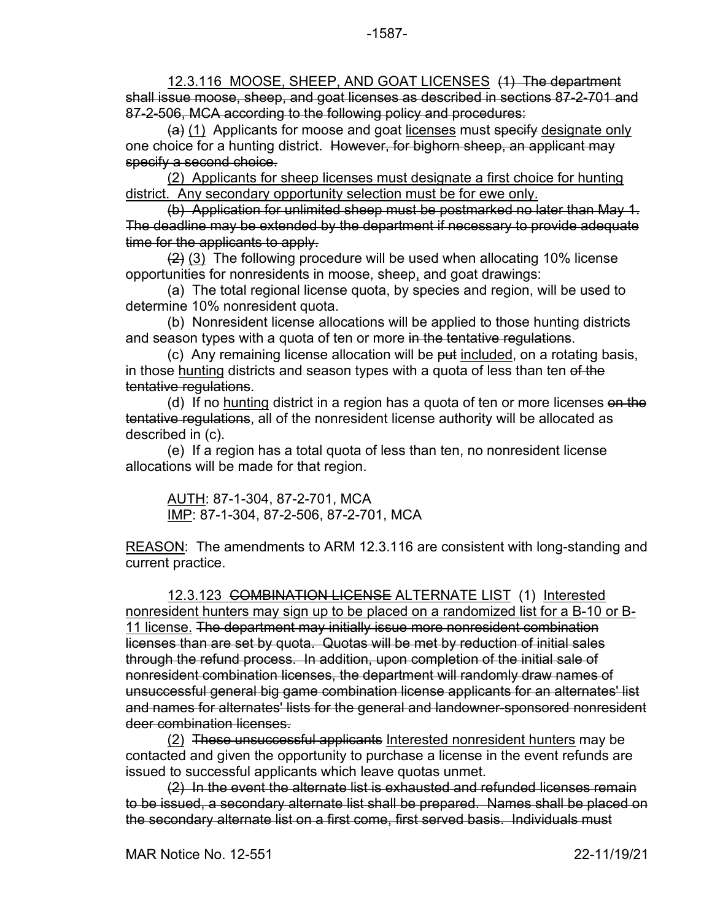<u>12.3.116 MOOSE, SHEEP, AND GOAT LICENSES</u> ~~(1) The department shall issue moose, sheep, and goat licenses as described in sections 87-2-701 and 87-2-506, MCA according to the following policy and procedures:~~

~~(a)~~ <u>(1)</u> Applicants for moose and goat <u>licenses</u> must ~~specify~~ <u>designate only</u> one choice for a hunting district. ~~However, for bighorn sheep, an applicant may specify a second choice.~~

<u>(2) Applicants for sheep licenses must designate a first choice for hunting district. Any secondary opportunity selection must be for ewe only.</u>

~~(b) Application for unlimited sheep must be postmarked no later than May 1. The deadline may be extended by the department if necessary to provide adequate time for the applicants to apply.~~

~~(2)~~ <u>(3)</u> The following procedure will be used when allocating 10% license opportunities for nonresidents in moose, sheep<u>,</u> and goat drawings:

(a) The total regional license quota, by species and region, will be used to determine 10% nonresident quota.

(b) Nonresident license allocations will be applied to those hunting districts and season types with a quota of ten or more ~~in the tentative regulations~~.

(c) Any remaining license allocation will be ~~put~~ <u>included</u>, on a rotating basis, in those <u>hunting</u> districts and season types with a quota of less than ten ~~of the tentative regulations~~.

(d) If no <u>hunting</u> district in a region has a quota of ten or more licenses ~~on the tentative regulations~~, all of the nonresident license authority will be allocated as described in (c).

(e) If a region has a total quota of less than ten, no nonresident license allocations will be made for that region.

<u>AUTH</u>: 87-1-304, 87-2-701, MCA
<u>IMP</u>: 87-1-304, 87-2-506, 87-2-701, MCA

<u>REASON</u>: The amendments to ARM 12.3.116 are consistent with long-standing and current practice.

<u>12.3.123 ~~COMBINATION LICENSE~~ ALTERNATE LIST</u> (1) <u>Interested nonresident hunters may sign up to be placed on a randomized list for a B-10 or B-11 license.</u> ~~The department may initially issue more nonresident combination licenses than are set by quota. Quotas will be met by reduction of initial sales through the refund process. In addition, upon completion of the initial sale of nonresident combination licenses, the department will randomly draw names of unsuccessful general big game combination license applicants for an alternates' list and names for alternates' lists for the general and landowner-sponsored nonresident deer combination licenses.~~

<u>(2)</u> ~~These unsuccessful applicants~~ <u>Interested nonresident hunters</u> may be contacted and given the opportunity to purchase a license in the event refunds are issued to successful applicants which leave quotas unmet.

~~(2) In the event the alternate list is exhausted and refunded licenses remain to be issued, a secondary alternate list shall be prepared. Names shall be placed on the secondary alternate list on a first come, first served basis. Individuals must~~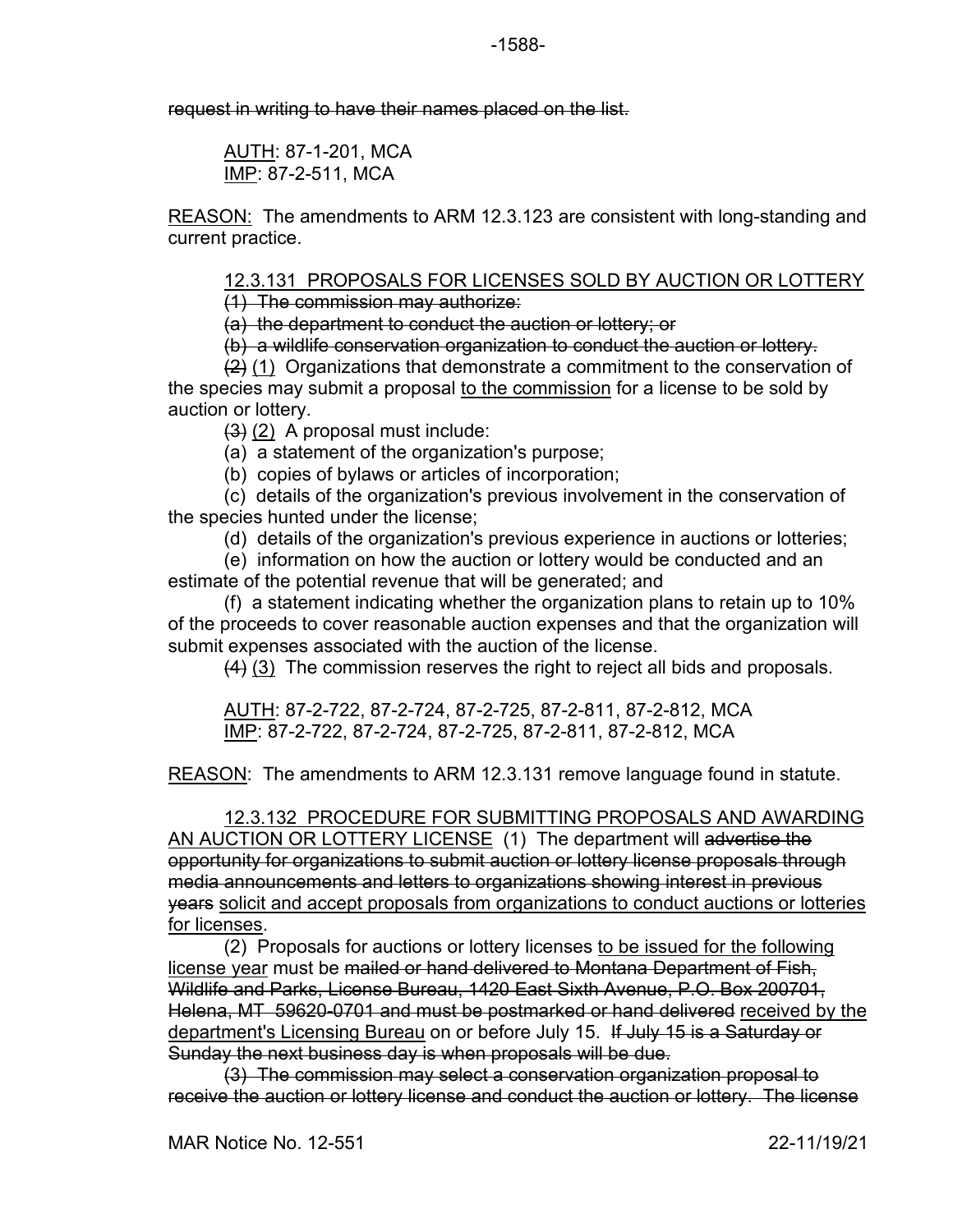~~request in writing to have their names placed on the list.~~

AUTH: 87-1-201, MCA
IMP: 87-2-511, MCA

REASON: The amendments to ARM 12.3.123 are consistent with long-standing and current practice.

12.3.131 PROPOSALS FOR LICENSES SOLD BY AUCTION OR LOTTERY
~~(1) The commission may authorize:~~
~~(a) the department to conduct the auction or lottery; or~~
~~(b) a wildlife conservation organization to conduct the auction or lottery.~~
~~(2)~~ (1) Organizations that demonstrate a commitment to the conservation of the species may submit a proposal to the commission for a license to be sold by auction or lottery.
~~(3)~~ (2) A proposal must include:
(a) a statement of the organization's purpose;
(b) copies of bylaws or articles of incorporation;
(c) details of the organization's previous involvement in the conservation of the species hunted under the license;
(d) details of the organization's previous experience in auctions or lotteries;
(e) information on how the auction or lottery would be conducted and an estimate of the potential revenue that will be generated; and
(f) a statement indicating whether the organization plans to retain up to 10% of the proceeds to cover reasonable auction expenses and that the organization will submit expenses associated with the auction of the license.
~~(4)~~ (3) The commission reserves the right to reject all bids and proposals.

AUTH: 87-2-722, 87-2-724, 87-2-725, 87-2-811, 87-2-812, MCA
IMP: 87-2-722, 87-2-724, 87-2-725, 87-2-811, 87-2-812, MCA

REASON: The amendments to ARM 12.3.131 remove language found in statute.

12.3.132 PROCEDURE FOR SUBMITTING PROPOSALS AND AWARDING AN AUCTION OR LOTTERY LICENSE (1) The department will ~~advertise the opportunity for organizations to submit auction or lottery license proposals through media announcements and letters to organizations showing interest in previous years~~ solicit and accept proposals from organizations to conduct auctions or lotteries for licenses.
(2) Proposals for auctions or lottery licenses to be issued for the following license year must be ~~mailed or hand delivered to Montana Department of Fish, Wildlife and Parks, License Bureau, 1420 East Sixth Avenue, P.O. Box 200701, Helena, MT 59620-0701 and must be postmarked or hand delivered~~ received by the department's Licensing Bureau on or before July 15. ~~If July 15 is a Saturday or Sunday the next business day is when proposals will be due.~~
~~(3) The commission may select a conservation organization proposal to receive the auction or lottery license and conduct the auction or lottery. The license~~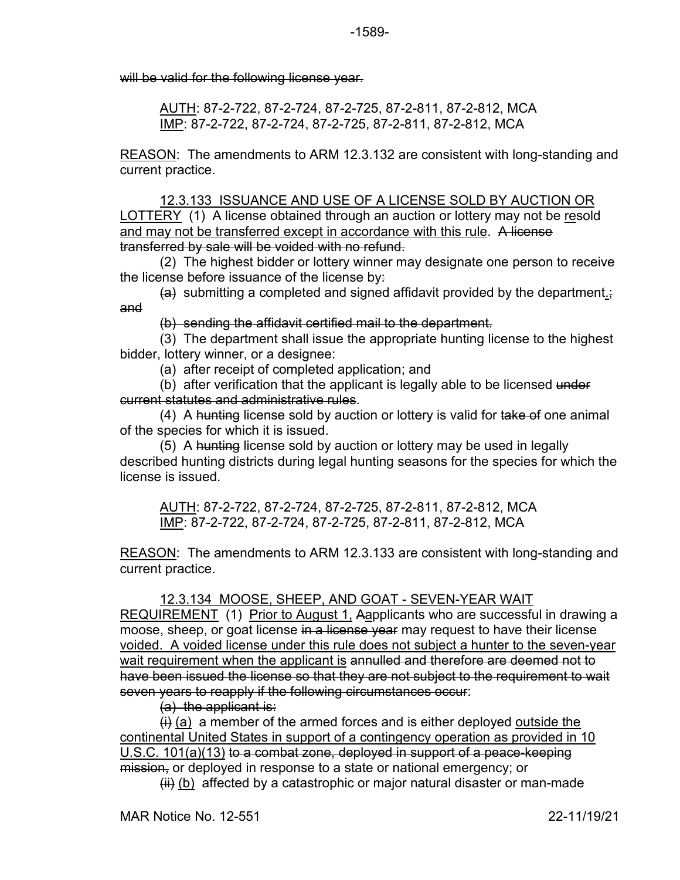~~will be valid for the following license year.~~

<u>AUTH</u>: 87-2-722, 87-2-724, 87-2-725, 87-2-811, 87-2-812, MCA
<u>IMP</u>: 87-2-722, 87-2-724, 87-2-725, 87-2-811, 87-2-812, MCA

<u>REASON</u>: The amendments to ARM 12.3.132 are consistent with long-standing and current practice.

<u>12.3.133 ISSUANCE AND USE OF A LICENSE SOLD BY AUCTION OR LOTTERY</u> (1) A license obtained through an auction or lottery may not be <u>re</u>sold <u>and may not be transferred except in accordance with this rule</u>. ~~A license transferred by sale will be voided with no refund.~~

(2) The highest bidder or lottery winner may designate one person to receive the license before issuance of the license by~~:~~

~~(a)~~ submitting a completed and signed affidavit provided by the department<u>.</u>~~; and~~

~~(b) sending the affidavit certified mail to the department.~~

(3) The department shall issue the appropriate hunting license to the highest bidder, lottery winner, or a designee:

(a) after receipt of completed application; and

(b) after verification that the applicant is legally able to be licensed ~~under current statutes and administrative rules~~.

(4) A ~~hunting~~ license sold by auction or lottery is valid for ~~take of~~ one animal of the species for which it is issued.

(5) A ~~hunting~~ license sold by auction or lottery may be used in legally described hunting districts during legal hunting seasons for the species for which the license is issued.

<u>AUTH</u>: 87-2-722, 87-2-724, 87-2-725, 87-2-811, 87-2-812, MCA
<u>IMP</u>: 87-2-722, 87-2-724, 87-2-725, 87-2-811, 87-2-812, MCA

<u>REASON</u>: The amendments to ARM 12.3.133 are consistent with long-standing and current practice.

<u>12.3.134 MOOSE, SHEEP, AND GOAT - SEVEN-YEAR WAIT REQUIREMENT</u> (1) <u>Prior to August 1,</u> ~~A~~<u>a</u>pplicants who are successful in drawing a moose, sheep, or goat license ~~in a license year~~ may request to have their license <u>voided. A voided license under this rule does not subject a hunter to the seven-year wait requirement when the applicant is</u> ~~annulled and therefore are deemed not to have been issued the license so that they are not subject to the requirement to wait seven years to reapply if the following circumstances occur~~:

~~(a) the applicant is:~~

~~(i)~~ <u>(a)</u> a member of the armed forces and is either deployed <u>outside the continental United States in support of a contingency operation as provided in 10 U.S.C. 101(a)(13)</u> ~~to a combat zone, deployed in support of a peace-keeping mission,~~ or deployed in response to a state or national emergency; or

~~(ii)~~ <u>(b)</u> affected by a catastrophic or major natural disaster or man-made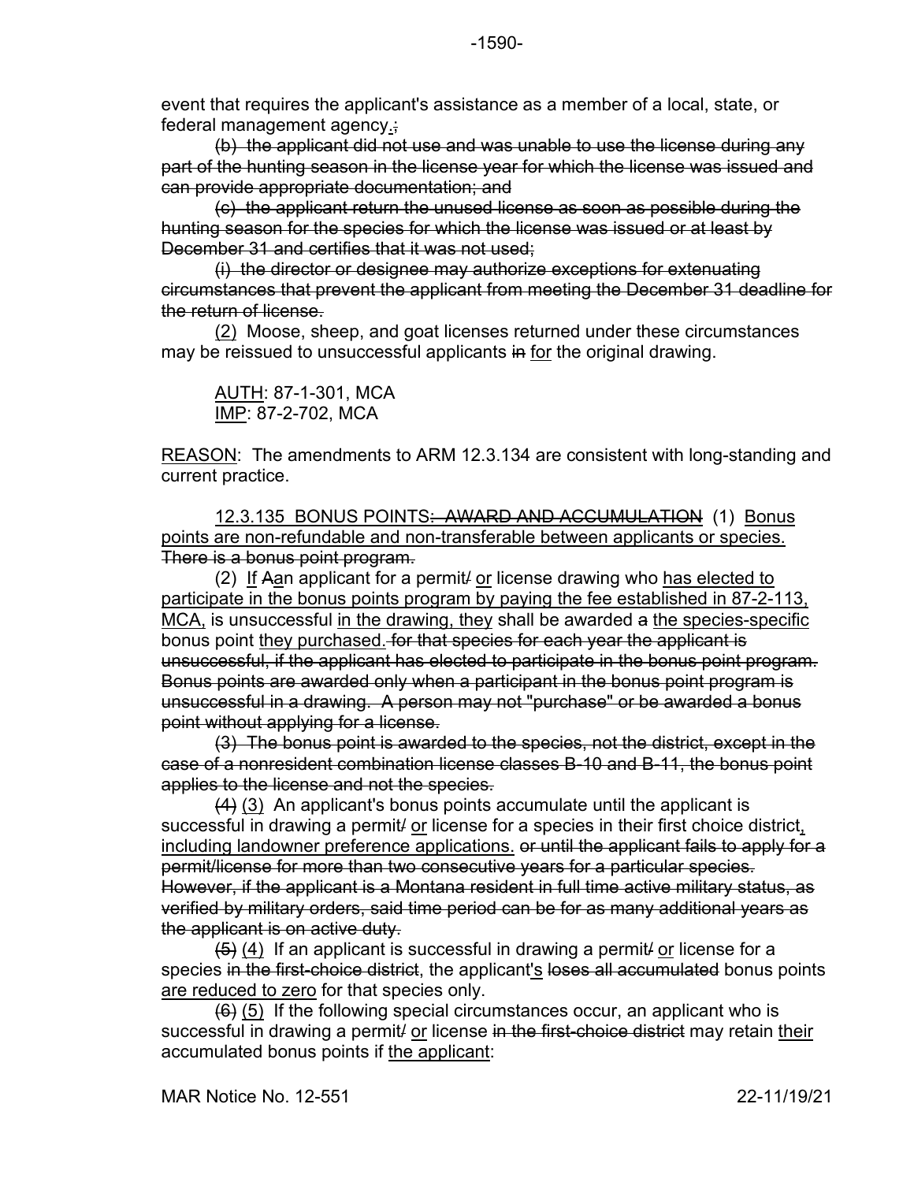event that requires the applicant's assistance as a member of a local, state, or federal management agency<u>.</u>~~;~~

~~(b) the applicant did not use and was unable to use the license during any part of the hunting season in the license year for which the license was issued and can provide appropriate documentation; and~~

~~(c) the applicant return the unused license as soon as possible during the hunting season for the species for which the license was issued or at least by December 31 and certifies that it was not used;~~

~~(i) the director or designee may authorize exceptions for extenuating circumstances that prevent the applicant from meeting the December 31 deadline for the return of license.~~

<u>(2)</u> Moose, sheep, and goat licenses returned under these circumstances may be reissued to unsuccessful applicants ~~in~~ <u>for</u> the original drawing.

<u>AUTH</u>: 87-1-301, MCA
<u>IMP</u>: 87-2-702, MCA

<u>REASON</u>: The amendments to ARM 12.3.134 are consistent with long-standing and current practice.

<u>12.3.135 BONUS POINTS</u>~~: AWARD AND ACCUMULATION~~ (1) <u>Bonus points are non-refundable and non-transferable between applicants or species.</u> ~~There is a bonus point program.~~

(2) <u>If</u> ~~A~~<u>a</u>n applicant for a permit~~/~~ <u>or</u> license drawing who <u>has elected to participate in the bonus points program by paying the fee established in 87-2-113, MCA,</u> is unsuccessful <u>in the drawing, they</u> shall be awarded ~~a~~ <u>the species-specific</u> bonus point <u>they purchased.</u> ~~for that species for each year the applicant is unsuccessful, if the applicant has elected to participate in the bonus point program. Bonus points are awarded only when a participant in the bonus point program is unsuccessful in a drawing. A person may not "purchase" or be awarded a bonus point without applying for a license.~~

~~(3) The bonus point is awarded to the species, not the district, except in the case of a nonresident combination license classes B-10 and B-11, the bonus point applies to the license and not the species.~~

~~(4)~~ <u>(3)</u> An applicant's bonus points accumulate until the applicant is successful in drawing a permit~~/~~ <u>or</u> license for a species in their first choice district<u>, including landowner preference applications.</u> ~~or until the applicant fails to apply for a permit/license for more than two consecutive years for a particular species. However, if the applicant is a Montana resident in full time active military status, as verified by military orders, said time period can be for as many additional years as the applicant is on active duty.~~

~~(5)~~ <u>(4)</u> If an applicant is successful in drawing a permit~~/~~ <u>or</u> license for a species ~~in the first-choice district~~, the applicant<u>'s</u> ~~loses all accumulated~~ bonus points <u>are reduced to zero</u> for that species only.

~~(6)~~ <u>(5)</u> If the following special circumstances occur, an applicant who is successful in drawing a permit~~/~~ <u>or</u> license ~~in the first-choice district~~ may retain <u>their</u> accumulated bonus points if <u>the applicant</u>: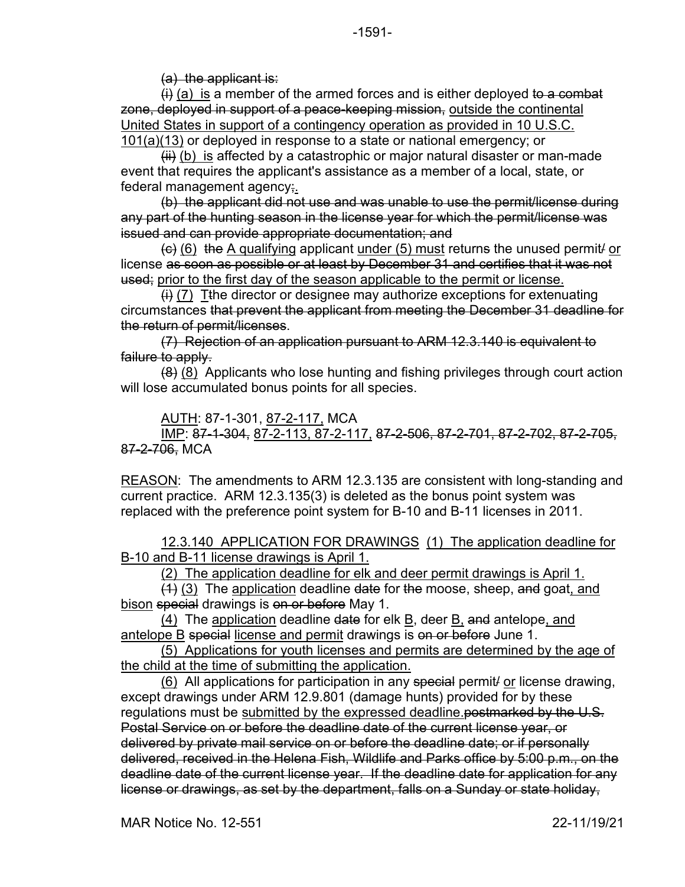~~(a) the applicant is:~~

~~(i)~~ <u>(a) is</u> a member of the armed forces and is either deployed ~~to a combat zone, deployed in support of a peace-keeping mission,~~ <u>outside the continental United States in support of a contingency operation as provided in 10 U.S.C. 101(a)(13)</u> or deployed in response to a state or national emergency; or

~~(ii)~~ <u>(b) is</u> affected by a catastrophic or major natural disaster or man-made event that requires the applicant's assistance as a member of a local, state, or federal management agency~~;~~<u>.</u>

~~(b) the applicant did not use and was unable to use the permit/license during any part of the hunting season in the license year for which the permit/license was issued and can provide appropriate documentation; and~~

~~(c)~~ <u>(6)</u> ~~the~~ <u>A qualifying</u> applicant <u>under (5) must</u> return~~s~~ the unused permit~~/~~ <u>or</u> license ~~as soon as possible or at least by December 31 and certifies that it was not used;~~ <u>prior to the first day of the season applicable to the permit or license.</u>

~~(i)~~ <u>(7)</u> <u>T</u>~~t~~he director or designee may authorize exceptions for extenuating circumstances ~~that prevent the applicant from meeting the December 31 deadline for the return of permit/licenses~~.

~~(7) Rejection of an application pursuant to ARM 12.3.140 is equivalent to failure to apply.~~

~~(8)~~ <u>(8)</u> Applicants who lose hunting and fishing privileges through court action will lose accumulated bonus points for all species.

<u>AUTH</u>: 87-1-301, <u>87-2-117,</u> MCA

<u>IMP</u>: ~~87-1-304,~~ <u>87-2-113, 87-2-117,</u> ~~87-2-506, 87-2-701, 87-2-702, 87-2-705, 87-2-706,~~ MCA

<u>REASON</u>: The amendments to ARM 12.3.135 are consistent with long-standing and current practice. ARM 12.3.135(3) is deleted as the bonus point system was replaced with the preference point system for B-10 and B-11 licenses in 2011.

<u>12.3.140 APPLICATION FOR DRAWINGS</u> <u>(1) The application deadline for B-10 and B-11 license drawings is April 1.</u>

<u>(2) The application deadline for elk and deer permit drawings is April 1.</u>

~~(1)~~ <u>(3)</u> The <u>application</u> deadline ~~date~~ for ~~the~~ moose, sheep, ~~and~~ goat<u>, and bison</u> ~~special~~ drawings is ~~on or before~~ May 1.

<u>(4)</u> The <u>application</u> deadline ~~date~~ for elk <u>B</u>, deer <u>B,</u> ~~and~~ antelope<u>, and antelope B</u> ~~special~~ <u>license and permit</u> drawings is ~~on or before~~ June 1.

<u>(5) Applications for youth licenses and permits are determined by the age of the child at the time of submitting the application.</u>

<u>(6)</u> All applications for participation in any ~~special~~ permit~~/~~ <u>or</u> license drawing, except drawings under ARM 12.9.801 (damage hunts) provided for by these regulations must be <u>submitted by the expressed deadline.</u>~~postmarked by the U.S. Postal Service on or before the deadline date of the current license year, or delivered by private mail service on or before the deadline date; or if personally delivered, received in the Helena Fish, Wildlife and Parks office by 5:00 p.m., on the deadline date of the current license year. If the deadline date for application for any license or drawings, as set by the department, falls on a Sunday or state holiday,~~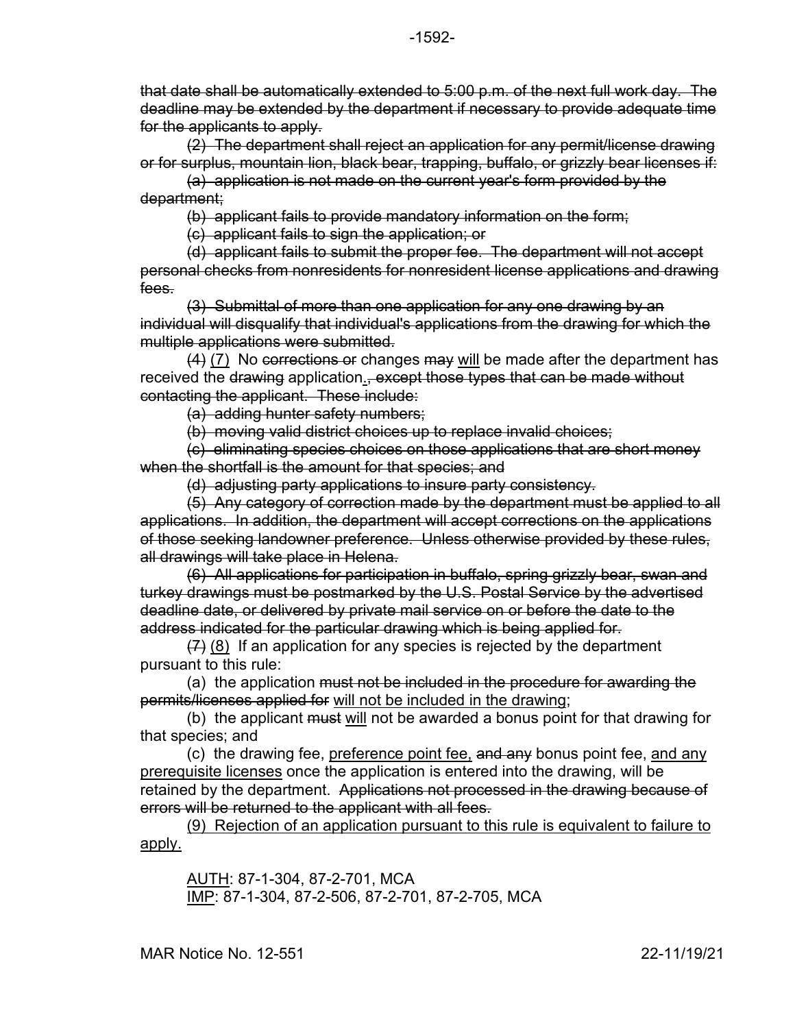~~that date shall be automatically extended to 5:00 p.m. of the next full work day. The deadline may be extended by the department if necessary to provide adequate time for the applicants to apply.~~

~~(2) The department shall reject an application for any permit/license drawing or for surplus, mountain lion, black bear, trapping, buffalo, or grizzly bear licenses if:~~

~~(a) application is not made on the current year's form provided by the department;~~

~~(b) applicant fails to provide mandatory information on the form;~~

~~(c) applicant fails to sign the application; or~~

~~(d) applicant fails to submit the proper fee. The department will not accept personal checks from nonresidents for nonresident license applications and drawing fees.~~

~~(3) Submittal of more than one application for any one drawing by an individual will disqualify that individual's applications from the drawing for which the multiple applications were submitted.~~

~~(4)~~ <u>(7)</u> No ~~corrections or~~ changes ~~may~~ <u>will</u> be made after the department has received the ~~drawing~~ application<u>.</u>~~, except those types that can be made without contacting the applicant. These include:~~

~~(a) adding hunter safety numbers;~~

~~(b) moving valid district choices up to replace invalid choices;~~

~~(c) eliminating species choices on those applications that are short money when the shortfall is the amount for that species; and~~

~~(d) adjusting party applications to insure party consistency.~~

~~(5) Any category of correction made by the department must be applied to all applications. In addition, the department will accept corrections on the applications of those seeking landowner preference. Unless otherwise provided by these rules, all drawings will take place in Helena.~~

~~(6) All applications for participation in buffalo, spring grizzly bear, swan and turkey drawings must be postmarked by the U.S. Postal Service by the advertised deadline date, or delivered by private mail service on or before the date to the address indicated for the particular drawing which is being applied for.~~

~~(7)~~ <u>(8)</u> If an application for any species is rejected by the department pursuant to this rule:

(a) the application ~~must not be included in the procedure for awarding the permits/licenses applied for~~ <u>will not be included in the drawing</u>;

(b) the applicant ~~must~~ <u>will</u> not be awarded a bonus point for that drawing for that species; and

(c) the drawing fee, <u>preference point fee,</u> ~~and any~~ bonus point fee, <u>and any prerequisite licenses</u> once the application is entered into the drawing, will be retained by the department. ~~Applications not processed in the drawing because of errors will be returned to the applicant with all fees.~~

<u>(9) Rejection of an application pursuant to this rule is equivalent to failure to apply.</u>

<u>AUTH</u>: 87-1-304, 87-2-701, MCA
<u>IMP</u>: 87-1-304, 87-2-506, 87-2-701, 87-2-705, MCA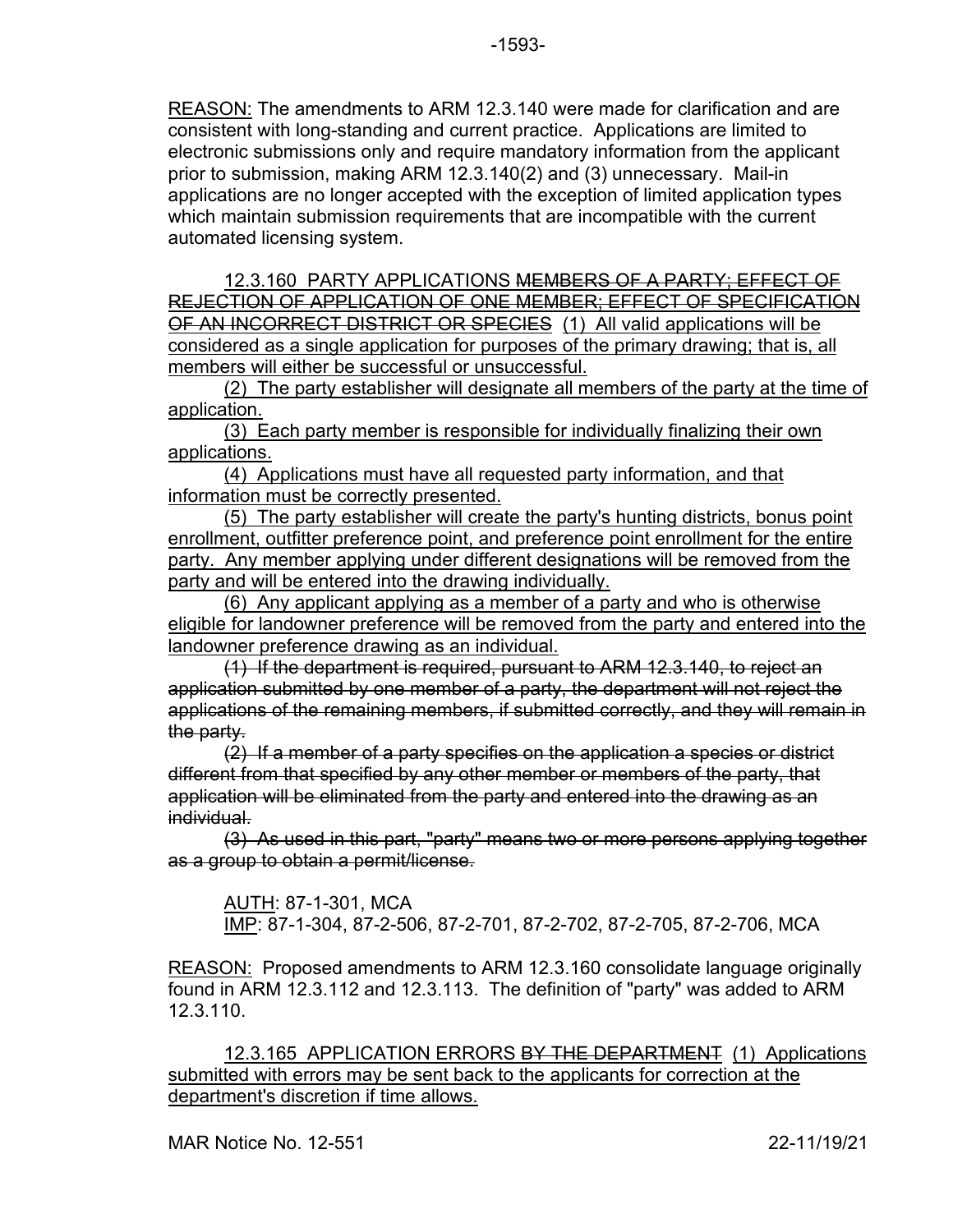REASON: The amendments to ARM 12.3.140 were made for clarification and are consistent with long-standing and current practice. Applications are limited to electronic submissions only and require mandatory information from the applicant prior to submission, making ARM 12.3.140(2) and (3) unnecessary. Mail-in applications are no longer accepted with the exception of limited application types which maintain submission requirements that are incompatible with the current automated licensing system.

12.3.160 PARTY APPLICATIONS ~~MEMBERS OF A PARTY; EFFECT OF REJECTION OF APPLICATION OF ONE MEMBER; EFFECT OF SPECIFICATION OF AN INCORRECT DISTRICT OR SPECIES~~ (1) All valid applications will be considered as a single application for purposes of the primary drawing; that is, all members will either be successful or unsuccessful.

(2) The party establisher will designate all members of the party at the time of application.

(3) Each party member is responsible for individually finalizing their own applications.

(4) Applications must have all requested party information, and that information must be correctly presented.

(5) The party establisher will create the party's hunting districts, bonus point enrollment, outfitter preference point, and preference point enrollment for the entire party. Any member applying under different designations will be removed from the party and will be entered into the drawing individually.

(6) Any applicant applying as a member of a party and who is otherwise eligible for landowner preference will be removed from the party and entered into the landowner preference drawing as an individual.

~~(1) If the department is required, pursuant to ARM 12.3.140, to reject an application submitted by one member of a party, the department will not reject the applications of the remaining members, if submitted correctly, and they will remain in the party.~~

~~(2) If a member of a party specifies on the application a species or district different from that specified by any other member or members of the party, that application will be eliminated from the party and entered into the drawing as an individual.~~

~~(3) As used in this part, "party" means two or more persons applying together as a group to obtain a permit/license.~~

AUTH: 87-1-301, MCA
IMP: 87-1-304, 87-2-506, 87-2-701, 87-2-702, 87-2-705, 87-2-706, MCA

REASON: Proposed amendments to ARM 12.3.160 consolidate language originally found in ARM 12.3.112 and 12.3.113. The definition of "party" was added to ARM 12.3.110.

12.3.165 APPLICATION ERRORS ~~BY THE DEPARTMENT~~ (1) Applications submitted with errors may be sent back to the applicants for correction at the department's discretion if time allows.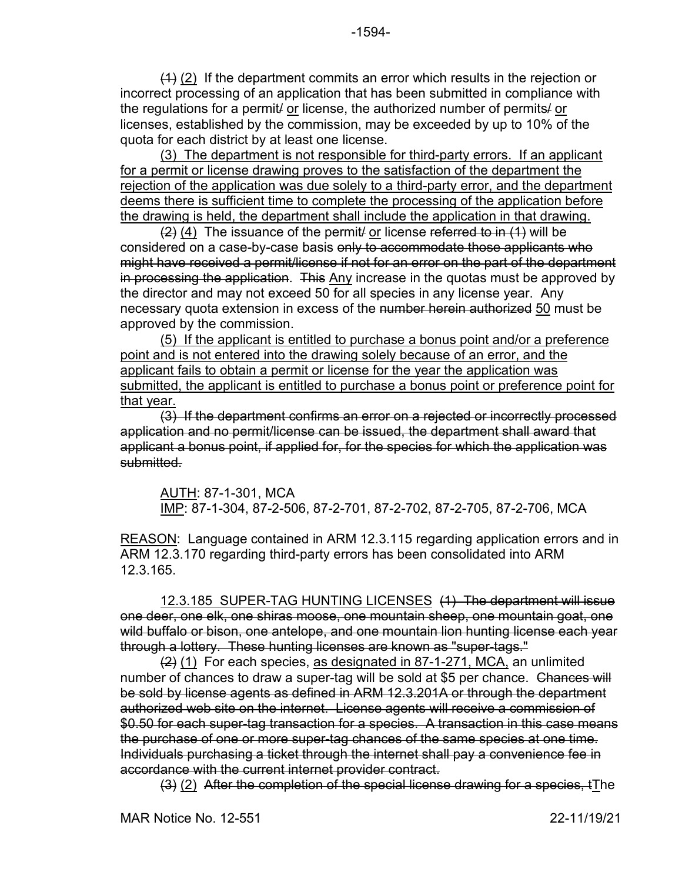~~(1)~~ <u>(2)</u> If the department commits an error which results in the rejection or incorrect processing of an application that has been submitted in compliance with the regulations for a permit~~/~~ <u>or</u> license, the authorized number of permits~~/~~ <u>or</u> licenses, established by the commission, may be exceeded by up to 10% of the quota for each district by at least one license.

<u>(3) The department is not responsible for third-party errors. If an applicant for a permit or license drawing proves to the satisfaction of the department the rejection of the application was due solely to a third-party error, and the department deems there is sufficient time to complete the processing of the application before the drawing is held, the department shall include the application in that drawing.</u>

~~(2)~~ <u>(4)</u> The issuance of the permit~~/~~ <u>or</u> license ~~referred to in (1)~~ will be considered on a case-by-case basis ~~only to accommodate those applicants who might have received a permit/license if not for an error on the part of the department in processing the application~~. ~~This~~ <u>Any</u> increase in the quotas must be approved by the director and may not exceed 50 for all species in any license year. Any necessary quota extension in excess of the ~~number herein authorized~~ <u>50</u> must be approved by the commission.

<u>(5) If the applicant is entitled to purchase a bonus point and/or a preference point and is not entered into the drawing solely because of an error, and the applicant fails to obtain a permit or license for the year the application was submitted, the applicant is entitled to purchase a bonus point or preference point for that year.</u>

~~(3) If the department confirms an error on a rejected or incorrectly processed application and no permit/license can be issued, the department shall award that applicant a bonus point, if applied for, for the species for which the application was submitted.~~

<u>AUTH</u>: 87-1-301, MCA
<u>IMP</u>: 87-1-304, 87-2-506, 87-2-701, 87-2-702, 87-2-705, 87-2-706, MCA

<u>REASON</u>: Language contained in ARM 12.3.115 regarding application errors and in ARM 12.3.170 regarding third-party errors has been consolidated into ARM 12.3.165.

<u>12.3.185 SUPER-TAG HUNTING LICENSES</u> ~~(1) The department will issue one deer, one elk, one shiras moose, one mountain sheep, one mountain goat, one wild buffalo or bison, one antelope, and one mountain lion hunting license each year through a lottery. These hunting licenses are known as "super-tags."~~

~~(2)~~ <u>(1)</u> For each species, <u>as designated in 87-1-271, MCA,</u> an unlimited number of chances to draw a super-tag will be sold at $5 per chance. ~~Chances will be sold by license agents as defined in ARM 12.3.201A or through the department authorized web site on the internet. License agents will receive a commission of $0.50 for each super-tag transaction for a species. A transaction in this case means the purchase of one or more super-tag chances of the same species at one time. Individuals purchasing a ticket through the internet shall pay a convenience fee in accordance with the current internet provider contract.~~

~~(3)~~ <u>(2)</u> ~~After the completion of the special license drawing for a species, t~~<u>T</u>he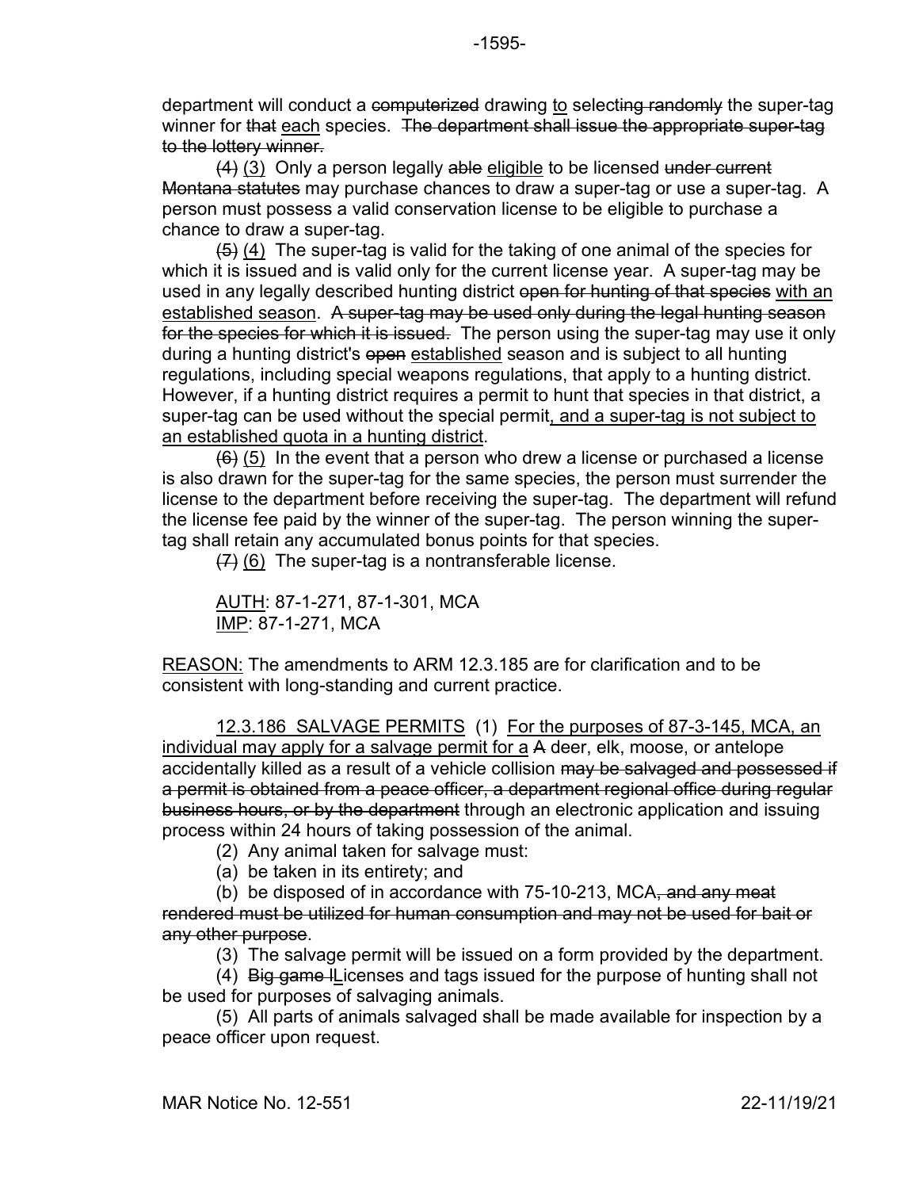department will conduct a ~~computerized~~ drawing <u>to</u> select~~ing randomly~~ the super-tag winner for ~~that~~ <u>each</u> species. ~~The department shall issue the appropriate super-tag to the lottery winner.~~

~~(4)~~ <u>(3)</u> Only a person legally ~~able~~ <u>eligible</u> to be licensed ~~under current Montana statutes~~ may purchase chances to draw a super-tag or use a super-tag. A person must possess a valid conservation license to be eligible to purchase a chance to draw a super-tag.

~~(5)~~ <u>(4)</u> The super-tag is valid for the taking of one animal of the species for which it is issued and is valid only for the current license year. A super-tag may be used in any legally described hunting district ~~open for hunting of that species~~ <u>with an established season</u>. ~~A super-tag may be used only during the legal hunting season for the species for which it is issued.~~ The person using the super-tag may use it only during a hunting district's ~~open~~ <u>established</u> season and is subject to all hunting regulations, including special weapons regulations, that apply to a hunting district. However, if a hunting district requires a permit to hunt that species in that district, a super-tag can be used without the special permit<u>, and a super-tag is not subject to an established quota in a hunting district</u>.

~~(6)~~ <u>(5)</u> In the event that a person who drew a license or purchased a license is also drawn for the super-tag for the same species, the person must surrender the license to the department before receiving the super-tag. The department will refund the license fee paid by the winner of the super-tag. The person winning the super-tag shall retain any accumulated bonus points for that species.

~~(7)~~ <u>(6)</u> The super-tag is a nontransferable license.

<u>AUTH</u>: 87-1-271, 87-1-301, MCA
<u>IMP</u>: 87-1-271, MCA

<u>REASON:</u> The amendments to ARM 12.3.185 are for clarification and to be consistent with long-standing and current practice.

<u>12.3.186 SALVAGE PERMITS</u> (1) <u>For the purposes of 87-3-145, MCA, an individual may apply for a salvage permit for a</u> ~~A~~ deer, elk, moose, or antelope accidentally killed as a result of a vehicle collision ~~may be salvaged and possessed if a permit is obtained from a peace officer, a department regional office during regular business hours, or by the department~~ through an electronic application and issuing process within 24 hours of taking possession of the animal.

(2) Any animal taken for salvage must:

(a) be taken in its entirety; and

(b) be disposed of in accordance with 75-10-213, MCA~~, and any meat rendered must be utilized for human consumption and may not be used for bait or any other purpose~~.

(3) The salvage permit will be issued on a form provided by the department.

(4) ~~Big game l~~<u>L</u>icenses and tags issued for the purpose of hunting shall not be used for purposes of salvaging animals.

(5) All parts of animals salvaged shall be made available for inspection by a peace officer upon request.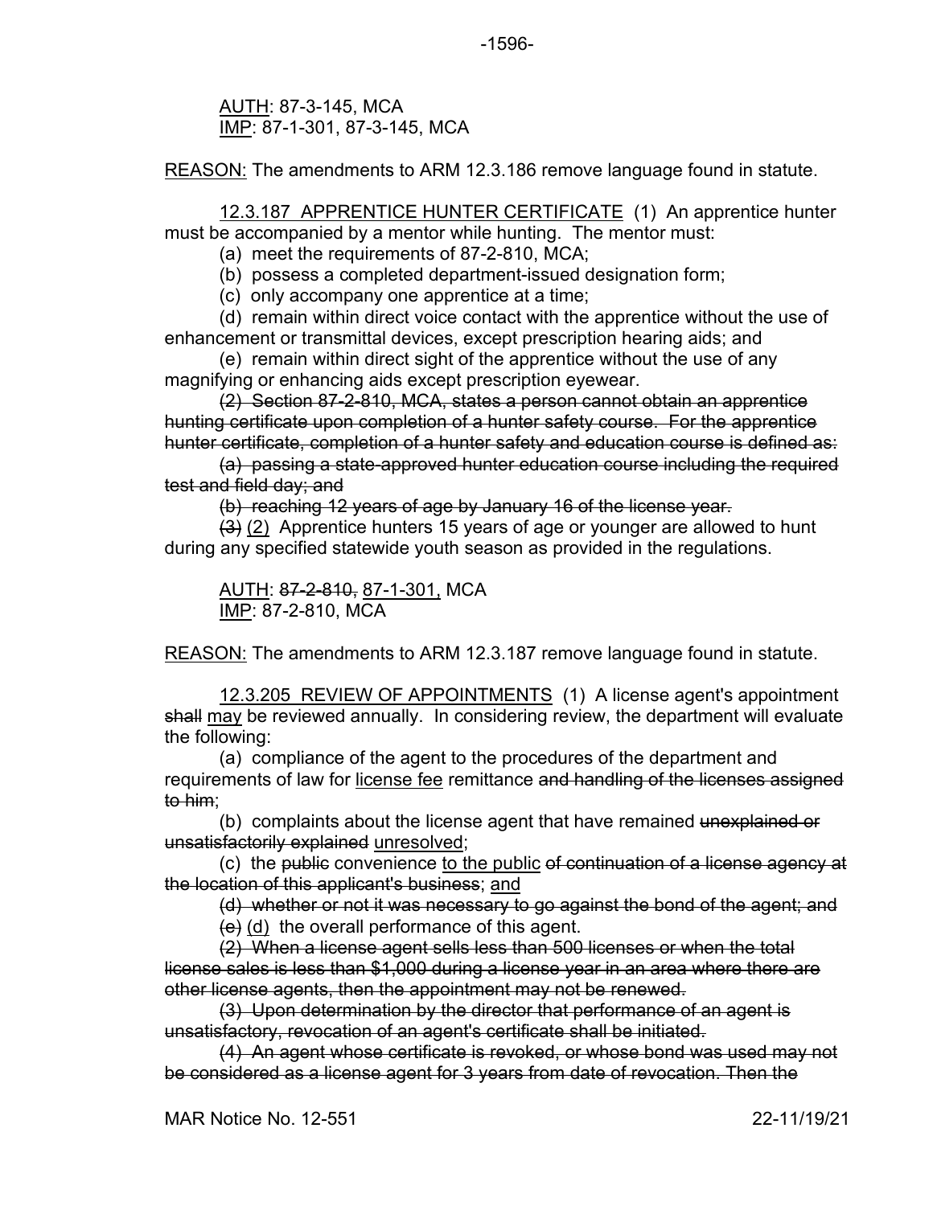<u>AUTH</u>: 87-3-145, MCA
<u>IMP</u>: 87-1-301, 87-3-145, MCA

<u>REASON:</u> The amendments to ARM 12.3.186 remove language found in statute.

<u>12.3.187 APPRENTICE HUNTER CERTIFICATE</u> (1) An apprentice hunter must be accompanied by a mentor while hunting. The mentor must:

(a) meet the requirements of 87-2-810, MCA;

(b) possess a completed department-issued designation form;

(c) only accompany one apprentice at a time;

(d) remain within direct voice contact with the apprentice without the use of enhancement or transmittal devices, except prescription hearing aids; and

(e) remain within direct sight of the apprentice without the use of any magnifying or enhancing aids except prescription eyewear.

~~(2) Section 87-2-810, MCA, states a person cannot obtain an apprentice hunting certificate upon completion of a hunter safety course. For the apprentice hunter certificate, completion of a hunter safety and education course is defined as:~~

~~(a) passing a state-approved hunter education course including the required test and field day; and~~

~~(b) reaching 12 years of age by January 16 of the license year.~~

~~(3)~~ <u>(2)</u> Apprentice hunters 15 years of age or younger are allowed to hunt during any specified statewide youth season as provided in the regulations.

<u>AUTH</u>: ~~87-2-810,~~ <u>87-1-301,</u> MCA
<u>IMP</u>: 87-2-810, MCA

<u>REASON:</u> The amendments to ARM 12.3.187 remove language found in statute.

<u>12.3.205 REVIEW OF APPOINTMENTS</u> (1) A license agent's appointment ~~shall~~ <u>may</u> be reviewed annually. In considering review, the department will evaluate the following:

(a) compliance of the agent to the procedures of the department and requirements of law for <u>license fee</u> remittance ~~and handling of the licenses assigned to him~~;

(b) complaints about the license agent that have remained ~~unexplained or unsatisfactorily explained~~ <u>unresolved</u>;

(c) the ~~public~~ convenience <u>to the public</u> ~~of continuation of a license agency at the location of this applicant's business~~; <u>and</u>

~~(d) whether or not it was necessary to go against the bond of the agent; and~~

~~(e)~~ <u>(d)</u> the overall performance of this agent.

~~(2) When a license agent sells less than 500 licenses or when the total license sales is less than $1,000 during a license year in an area where there are other license agents, then the appointment may not be renewed.~~

~~(3) Upon determination by the director that performance of an agent is unsatisfactory, revocation of an agent's certificate shall be initiated.~~

~~(4) An agent whose certificate is revoked, or whose bond was used may not be considered as a license agent for 3 years from date of revocation. Then the~~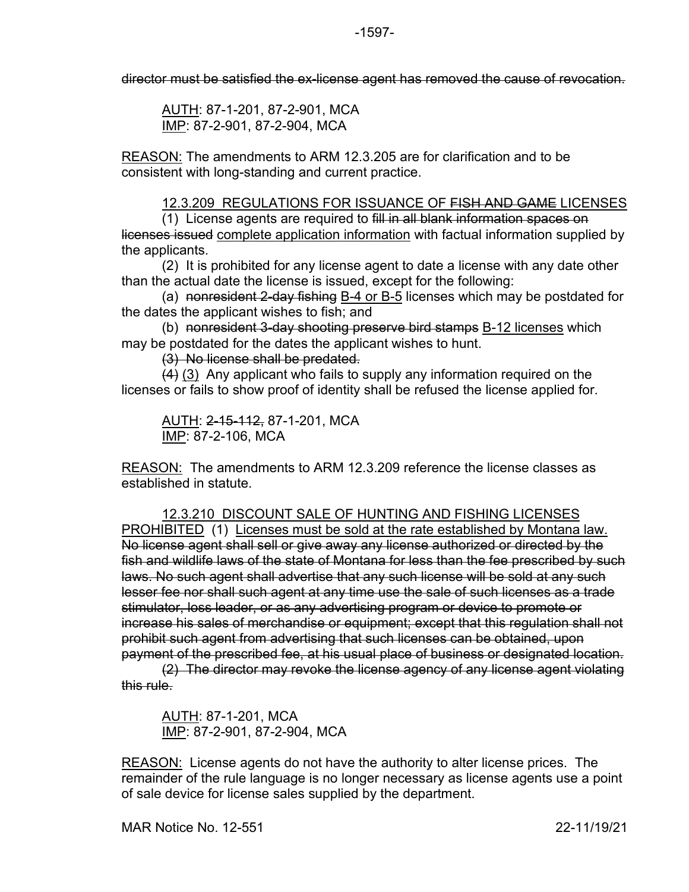~~director must be satisfied the ex-license agent has removed the cause of revocation.~~

AUTH: 87-1-201, 87-2-901, MCA
IMP: 87-2-901, 87-2-904, MCA

REASON: The amendments to ARM 12.3.205 are for clarification and to be consistent with long-standing and current practice.

12.3.209 REGULATIONS FOR ISSUANCE OF ~~FISH AND GAME~~ LICENSES

(1) License agents are required to ~~fill in all blank information spaces on licenses issued~~ complete application information with factual information supplied by the applicants.

(2) It is prohibited for any license agent to date a license with any date other than the actual date the license is issued, except for the following:

(a) ~~nonresident 2-day fishing~~ B-4 or B-5 licenses which may be postdated for the dates the applicant wishes to fish; and

(b) ~~nonresident 3-day shooting preserve bird stamps~~ B-12 licenses which may be postdated for the dates the applicant wishes to hunt.

~~(3) No license shall be predated.~~

~~(4)~~ (3) Any applicant who fails to supply any information required on the licenses or fails to show proof of identity shall be refused the license applied for.

AUTH: ~~2-15-112,~~ 87-1-201, MCA
IMP: 87-2-106, MCA

REASON: The amendments to ARM 12.3.209 reference the license classes as established in statute.

12.3.210 DISCOUNT SALE OF HUNTING AND FISHING LICENSES PROHIBITED (1) Licenses must be sold at the rate established by Montana law. ~~No license agent shall sell or give away any license authorized or directed by the fish and wildlife laws of the state of Montana for less than the fee prescribed by such laws. No such agent shall advertise that any such license will be sold at any such lesser fee nor shall such agent at any time use the sale of such licenses as a trade stimulator, loss leader, or as any advertising program or device to promote or increase his sales of merchandise or equipment; except that this regulation shall not prohibit such agent from advertising that such licenses can be obtained, upon payment of the prescribed fee, at his usual place of business or designated location.~~

~~(2) The director may revoke the license agency of any license agent violating this rule.~~

AUTH: 87-1-201, MCA
IMP: 87-2-901, 87-2-904, MCA

REASON: License agents do not have the authority to alter license prices. The remainder of the rule language is no longer necessary as license agents use a point of sale device for license sales supplied by the department.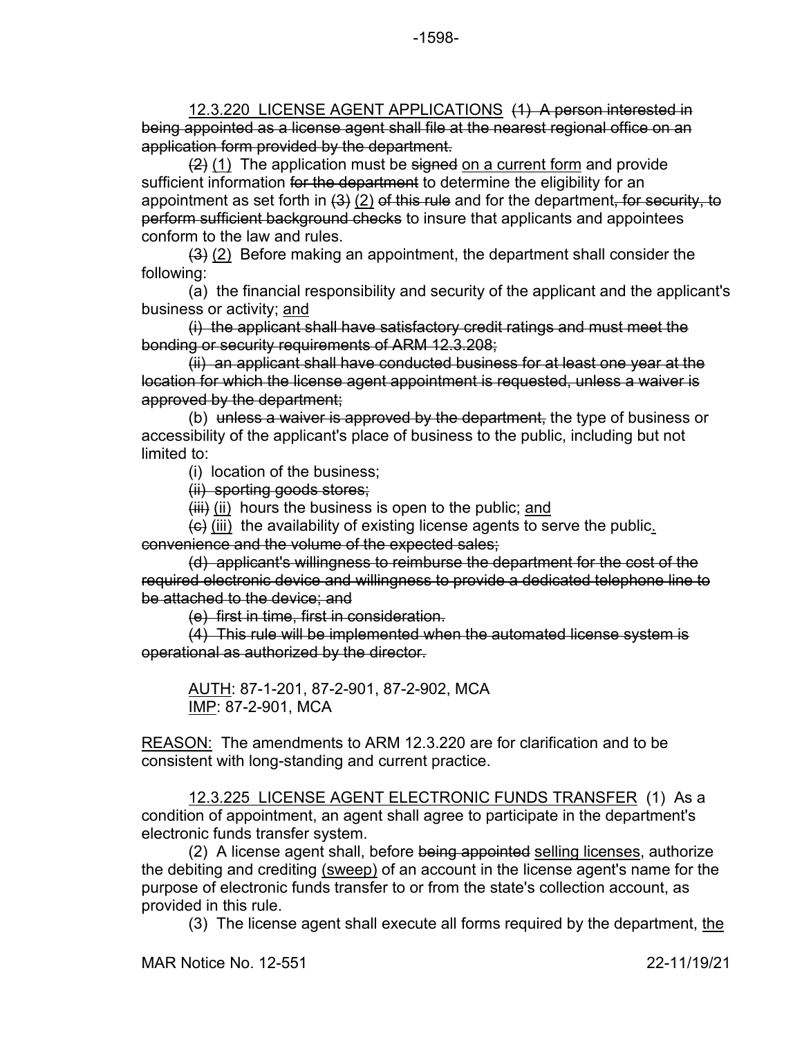12.3.220 LICENSE AGENT APPLICATIONS ~~(1) A person interested in being appointed as a license agent shall file at the nearest regional office on an application form provided by the department.~~

~~(2)~~ (1) The application must be ~~signed~~ on a current form and provide sufficient information ~~for the department~~ to determine the eligibility for an appointment as set forth in ~~(3)~~ (2) ~~of this rule~~ and for the department~~, for security, to perform sufficient background checks~~ to insure that applicants and appointees conform to the law and rules.

~~(3)~~ (2) Before making an appointment, the department shall consider the following:

(a) the financial responsibility and security of the applicant and the applicant's business or activity; and

~~(i) the applicant shall have satisfactory credit ratings and must meet the bonding or security requirements of ARM 12.3.208;~~

~~(ii) an applicant shall have conducted business for at least one year at the location for which the license agent appointment is requested, unless a waiver is approved by the department;~~

(b) ~~unless a waiver is approved by the department,~~ the type of business or accessibility of the applicant's place of business to the public, including but not limited to:

(i) location of the business;

~~(ii) sporting goods stores;~~

~~(iii)~~ (ii) hours the business is open to the public; and

~~(c)~~ (iii) the availability of existing license agents to serve the public. ~~convenience and the volume of the expected sales;~~

~~(d) applicant's willingness to reimburse the department for the cost of the required electronic device and willingness to provide a dedicated telephone line to be attached to the device; and~~

~~(e) first in time, first in consideration.~~

~~(4) This rule will be implemented when the automated license system is operational as authorized by the director.~~

AUTH: 87-1-201, 87-2-901, 87-2-902, MCA
IMP: 87-2-901, MCA

REASON: The amendments to ARM 12.3.220 are for clarification and to be consistent with long-standing and current practice.

12.3.225 LICENSE AGENT ELECTRONIC FUNDS TRANSFER (1) As a condition of appointment, an agent shall agree to participate in the department's electronic funds transfer system.

(2) A license agent shall, before ~~being appointed~~ selling licenses, authorize the debiting and crediting (sweep) of an account in the license agent's name for the purpose of electronic funds transfer to or from the state's collection account, as provided in this rule.

(3) The license agent shall execute all forms required by the department, the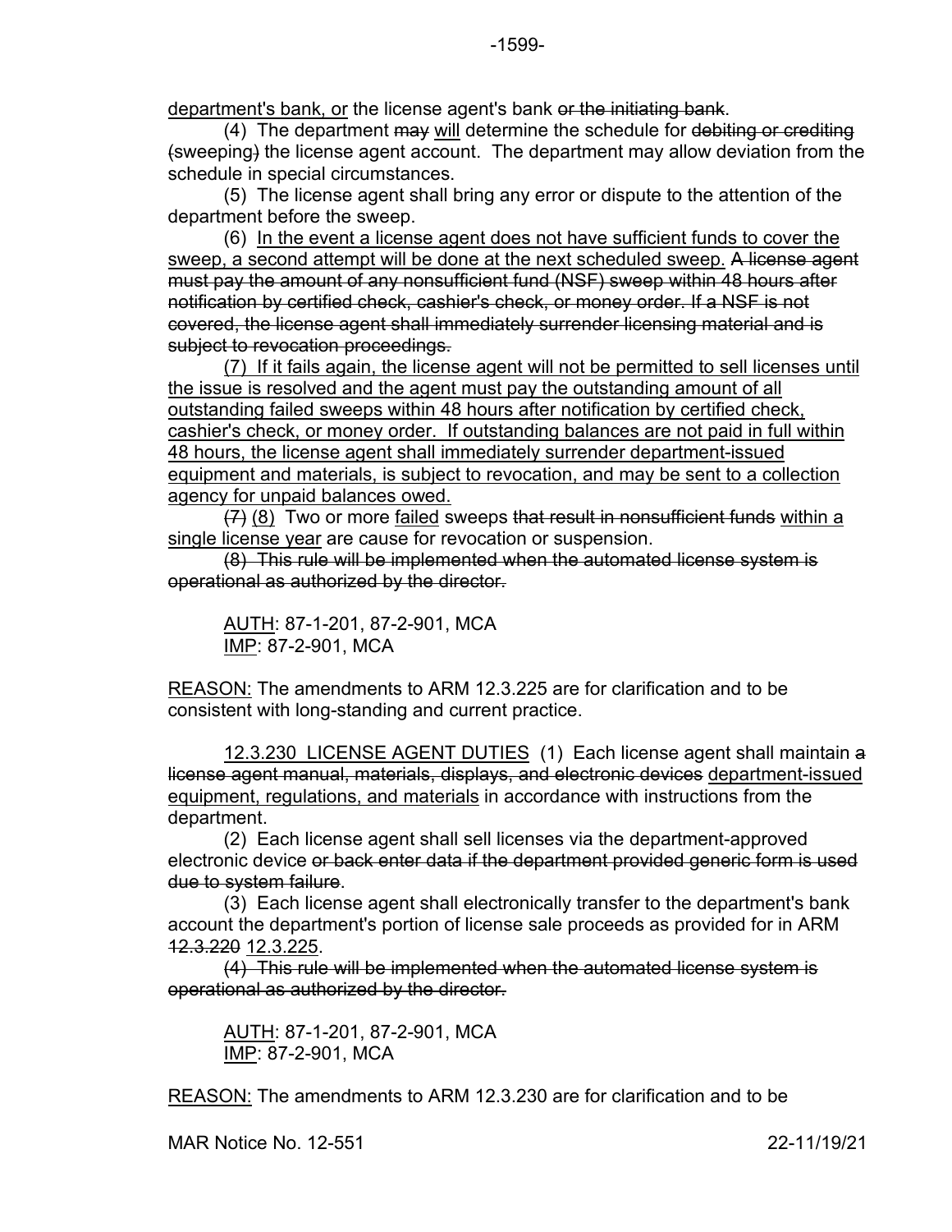department's bank, or the license agent's bank ~~or the initiating bank~~.

(4) The department ~~may~~ will determine the schedule for ~~debiting or crediting (sweeping)~~ the license agent account. The department may allow deviation from the schedule in special circumstances.

(5) The license agent shall bring any error or dispute to the attention of the department before the sweep.

(6) In the event a license agent does not have sufficient funds to cover the sweep, a second attempt will be done at the next scheduled sweep. ~~A license agent must pay the amount of any nonsufficient fund (NSF) sweep within 48 hours after notification by certified check, cashier's check, or money order. If a NSF is not covered, the license agent shall immediately surrender licensing material and is subject to revocation proceedings.~~

(7) If it fails again, the license agent will not be permitted to sell licenses until the issue is resolved and the agent must pay the outstanding amount of all outstanding failed sweeps within 48 hours after notification by certified check, cashier's check, or money order. If outstanding balances are not paid in full within 48 hours, the license agent shall immediately surrender department-issued equipment and materials, is subject to revocation, and may be sent to a collection agency for unpaid balances owed.

~~(7)~~ (8) Two or more failed sweeps ~~that result in nonsufficient funds~~ within a single license year are cause for revocation or suspension.

~~(8) This rule will be implemented when the automated license system is operational as authorized by the director.~~

AUTH: 87-1-201, 87-2-901, MCA
IMP: 87-2-901, MCA

REASON: The amendments to ARM 12.3.225 are for clarification and to be consistent with long-standing and current practice.

12.3.230 LICENSE AGENT DUTIES (1) Each license agent shall maintain ~~a license agent manual, materials, displays, and electronic devices~~ department-issued equipment, regulations, and materials in accordance with instructions from the department.

(2) Each license agent shall sell licenses via the department-approved electronic device ~~or back enter data if the department provided generic form is used due to system failure~~.

(3) Each license agent shall electronically transfer to the department's bank account the department's portion of license sale proceeds as provided for in ARM ~~12.3.220~~ 12.3.225.

~~(4) This rule will be implemented when the automated license system is operational as authorized by the director.~~

AUTH: 87-1-201, 87-2-901, MCA
IMP: 87-2-901, MCA

REASON: The amendments to ARM 12.3.230 are for clarification and to be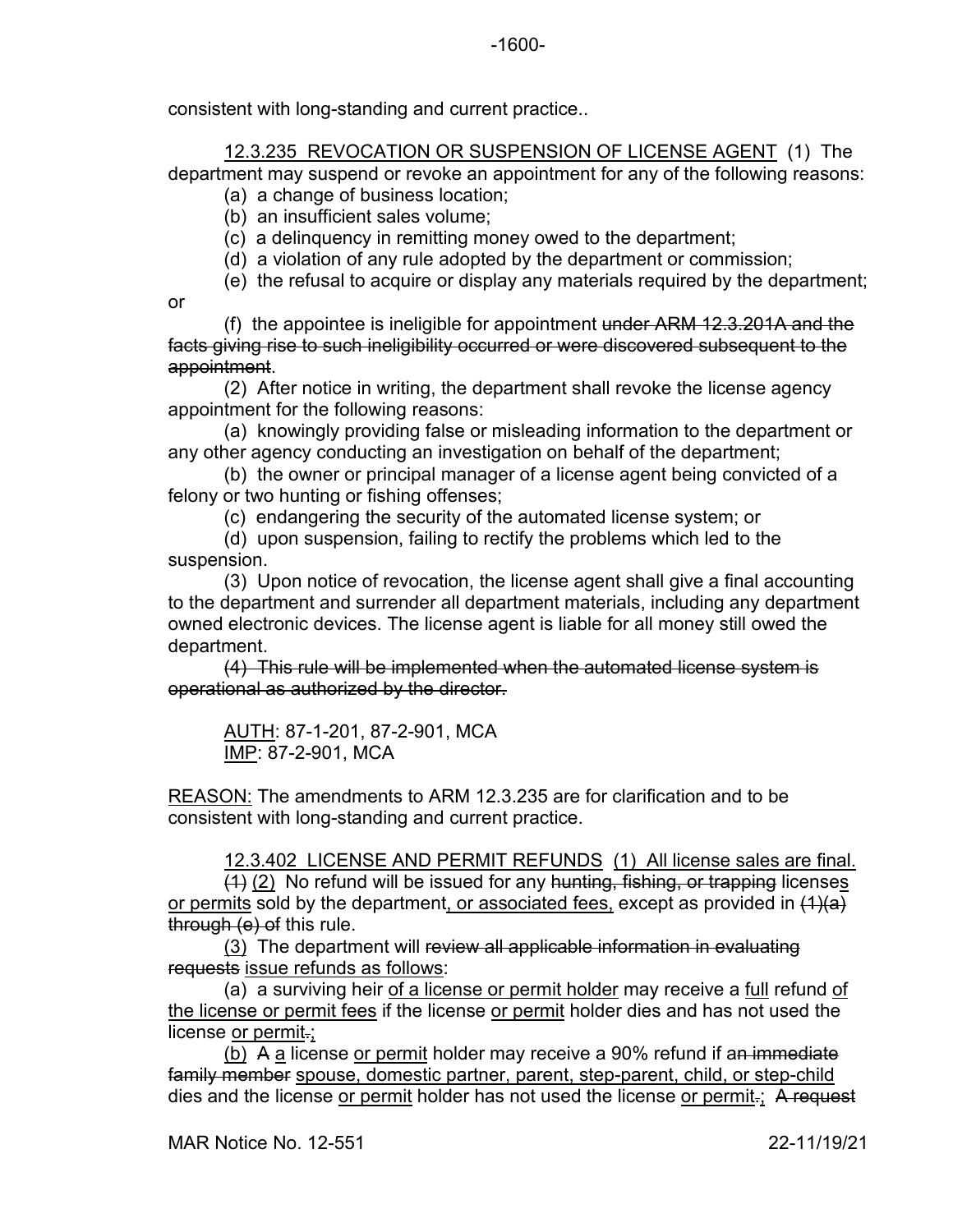consistent with long-standing and current practice..

<u>12.3.235 REVOCATION OR SUSPENSION OF LICENSE AGENT</u> (1) The department may suspend or revoke an appointment for any of the following reasons:

(a) a change of business location;

(b) an insufficient sales volume;

(c) a delinquency in remitting money owed to the department;

(d) a violation of any rule adopted by the department or commission;

(e) the refusal to acquire or display any materials required by the department; or

(f) the appointee is ineligible for appointment ~~under ARM 12.3.201A and the facts giving rise to such ineligibility occurred or were discovered subsequent to the appointment~~.

(2) After notice in writing, the department shall revoke the license agency appointment for the following reasons:

(a) knowingly providing false or misleading information to the department or any other agency conducting an investigation on behalf of the department;

(b) the owner or principal manager of a license agent being convicted of a felony or two hunting or fishing offenses;

(c) endangering the security of the automated license system; or

(d) upon suspension, failing to rectify the problems which led to the suspension.

(3) Upon notice of revocation, the license agent shall give a final accounting to the department and surrender all department materials, including any department owned electronic devices. The license agent is liable for all money still owed the department.

~~(4) This rule will be implemented when the automated license system is operational as authorized by the director.~~

<u>AUTH</u>: 87-1-201, 87-2-901, MCA
<u>IMP</u>: 87-2-901, MCA

<u>REASON:</u> The amendments to ARM 12.3.235 are for clarification and to be consistent with long-standing and current practice.

<u>12.3.402 LICENSE AND PERMIT REFUNDS</u> <u>(1) All license sales are final.</u>

~~(1)~~ <u>(2)</u> No refund will be issued for any ~~hunting, fishing, or trapping~~ license<u>s</u> <u>or permits</u> sold by the department<u>, or associated fees,</u> except as provided in ~~(1)(a) through (e) of~~ this rule.

<u>(3)</u> The department will ~~review all applicable information in evaluating requests~~ <u>issue refunds as follows</u>:

(a) a surviving heir <u>of a license or permit holder</u> may receive a <u>full</u> refund <u>of the license or permit fees</u> if the license <u>or permit</u> holder dies and has not used the license <u>or permit</u>~~.~~<u>;</u>

<u>(b)</u> ~~A~~ <u>a</u> license <u>or permit</u> holder may receive a 90% refund if ~~an immediate family member~~ <u>spouse, domestic partner, parent, step-parent, child, or step-child</u> dies and the license <u>or permit</u> holder has not used the license <u>or permit</u>~~.~~<u>;</u> ~~A request~~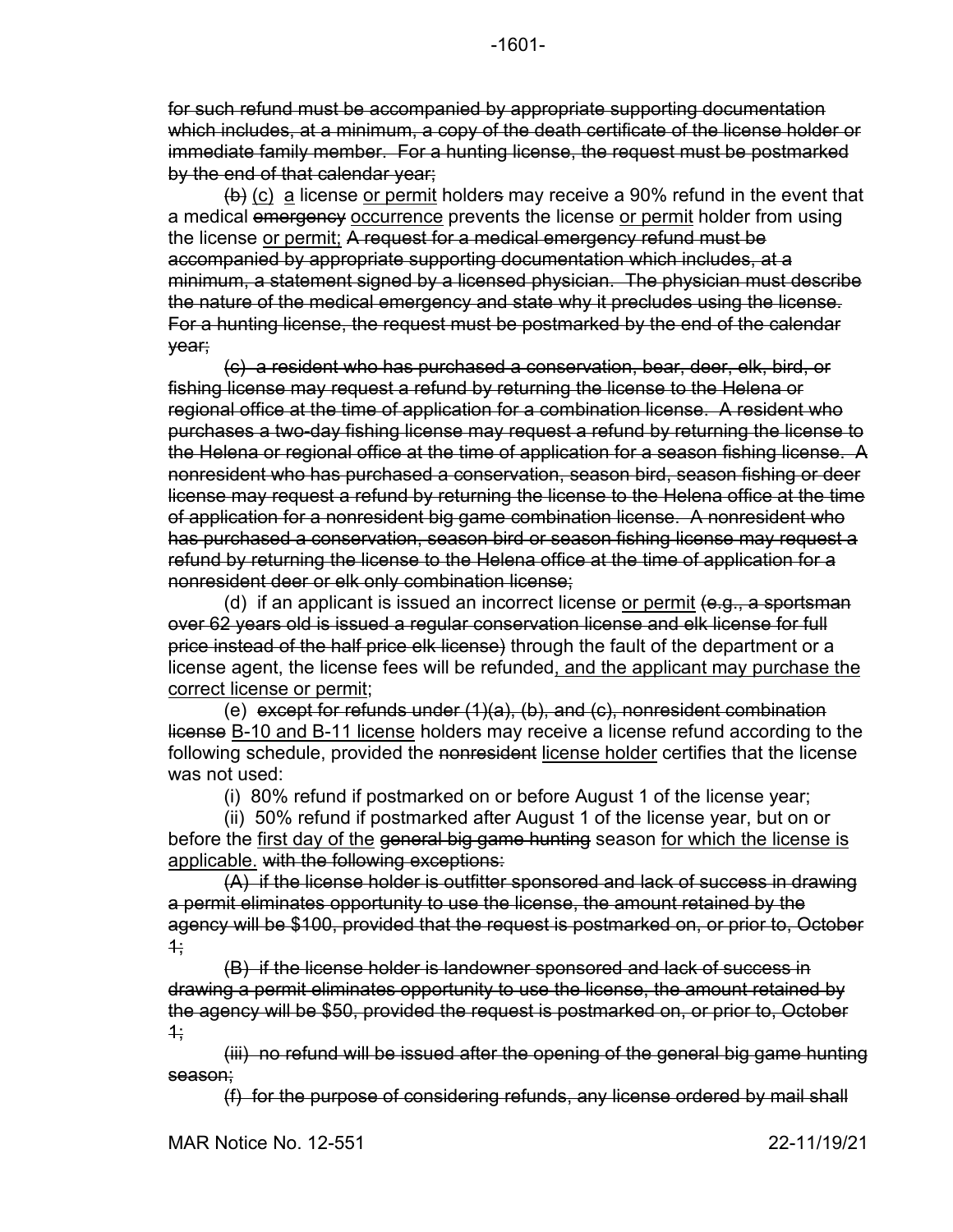~~for such refund must be accompanied by appropriate supporting documentation which includes, at a minimum, a copy of the death certificate of the license holder or immediate family member. For a hunting license, the request must be postmarked by the end of that calendar year;~~

~~(b)~~ <u>(c)</u> <u>a</u> license <u>or permit</u> holder~~s~~ may receive a 90% refund in the event that a medical ~~emergency~~ <u>occurrence</u> prevents the license <u>or permit</u> holder from using the license <u>or permit;</u> ~~A request for a medical emergency refund must be accompanied by appropriate supporting documentation which includes, at a minimum, a statement signed by a licensed physician. The physician must describe the nature of the medical emergency and state why it precludes using the license. For a hunting license, the request must be postmarked by the end of the calendar year;~~

~~(c) a resident who has purchased a conservation, bear, deer, elk, bird, or fishing license may request a refund by returning the license to the Helena or regional office at the time of application for a combination license. A resident who purchases a two-day fishing license may request a refund by returning the license to the Helena or regional office at the time of application for a season fishing license. A nonresident who has purchased a conservation, season bird, season fishing or deer license may request a refund by returning the license to the Helena office at the time of application for a nonresident big game combination license. A nonresident who has purchased a conservation, season bird or season fishing license may request a refund by returning the license to the Helena office at the time of application for a nonresident deer or elk only combination license;~~

(d) if an applicant is issued an incorrect license <u>or permit</u> ~~(e.g., a sportsman over 62 years old is issued a regular conservation license and elk license for full price instead of the half price elk license)~~ through the fault of the department or a license agent, the license fees will be refunded<u>, and the applicant may purchase the correct license or permit</u>;

(e) ~~except for refunds under (1)(a), (b), and (c), nonresident combination license~~ <u>B-10 and B-11 license</u> holders may receive a license refund according to the following schedule, provided the ~~nonresident~~ <u>license holder</u> certifies that the license was not used:

(i) 80% refund if postmarked on or before August 1 of the license year;

(ii) 50% refund if postmarked after August 1 of the license year, but on or before the <u>first day of the</u> ~~general big game hunting~~ season <u>for which the license is applicable.</u> ~~with the following exceptions:~~

~~(A) if the license holder is outfitter sponsored and lack of success in drawing a permit eliminates opportunity to use the license, the amount retained by the agency will be $100, provided that the request is postmarked on, or prior to, October 1;~~

~~(B) if the license holder is landowner sponsored and lack of success in drawing a permit eliminates opportunity to use the license, the amount retained by the agency will be $50, provided the request is postmarked on, or prior to, October 1;~~

~~(iii) no refund will be issued after the opening of the general big game hunting season;~~

~~(f) for the purpose of considering refunds, any license ordered by mail shall~~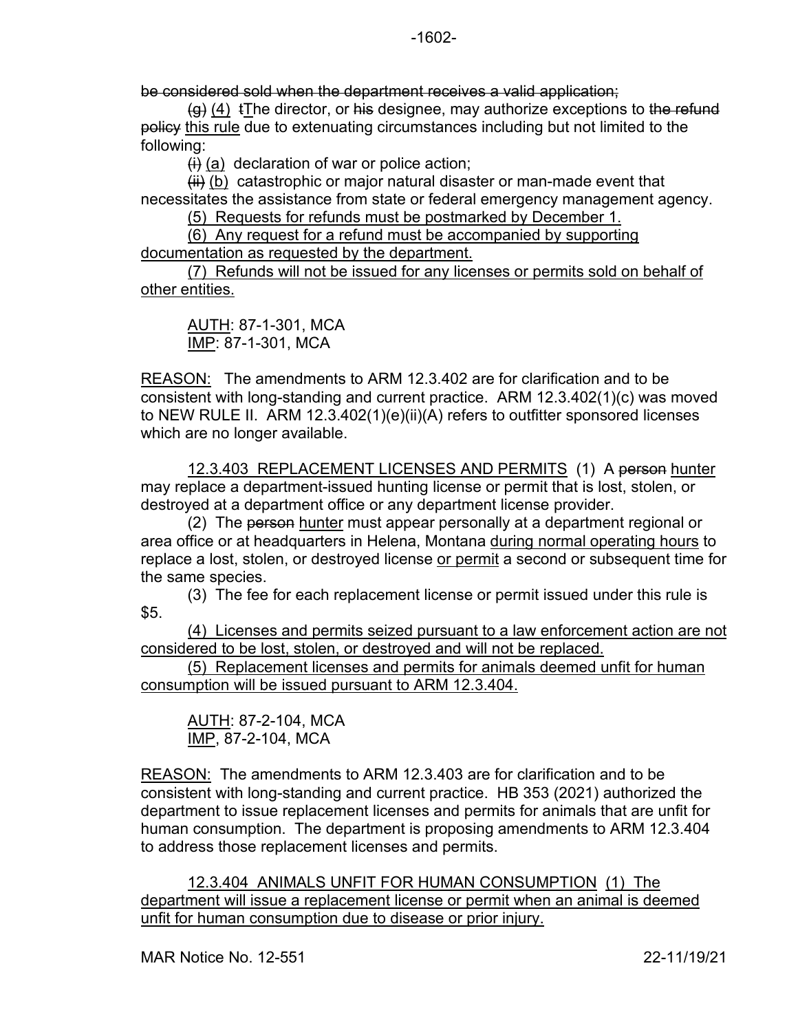be considered sold when the department receives a valid application;

~~(g)~~ (4) ~~t~~The director, or ~~his~~ designee, may authorize exceptions to ~~the refund policy~~ this rule due to extenuating circumstances including but not limited to the following:

~~(i)~~ (a) declaration of war or police action;

~~(ii)~~ (b) catastrophic or major natural disaster or man-made event that necessitates the assistance from state or federal emergency management agency.

(5) Requests for refunds must be postmarked by December 1.

(6) Any request for a refund must be accompanied by supporting documentation as requested by the department.

(7) Refunds will not be issued for any licenses or permits sold on behalf of other entities.

AUTH: 87-1-301, MCA
IMP: 87-1-301, MCA

REASON: The amendments to ARM 12.3.402 are for clarification and to be consistent with long-standing and current practice. ARM 12.3.402(1)(c) was moved to NEW RULE II. ARM 12.3.402(1)(e)(ii)(A) refers to outfitter sponsored licenses which are no longer available.

12.3.403 REPLACEMENT LICENSES AND PERMITS (1) A ~~person~~ hunter may replace a department-issued hunting license or permit that is lost, stolen, or destroyed at a department office or any department license provider.

(2) The ~~person~~ hunter must appear personally at a department regional or area office or at headquarters in Helena, Montana during normal operating hours to replace a lost, stolen, or destroyed license or permit a second or subsequent time for the same species.

(3) The fee for each replacement license or permit issued under this rule is $5.

(4) Licenses and permits seized pursuant to a law enforcement action are not considered to be lost, stolen, or destroyed and will not be replaced.

(5) Replacement licenses and permits for animals deemed unfit for human consumption will be issued pursuant to ARM 12.3.404.

AUTH: 87-2-104, MCA
IMP, 87-2-104, MCA

REASON: The amendments to ARM 12.3.403 are for clarification and to be consistent with long-standing and current practice. HB 353 (2021) authorized the department to issue replacement licenses and permits for animals that are unfit for human consumption. The department is proposing amendments to ARM 12.3.404 to address those replacement licenses and permits.

12.3.404 ANIMALS UNFIT FOR HUMAN CONSUMPTION (1) The department will issue a replacement license or permit when an animal is deemed unfit for human consumption due to disease or prior injury.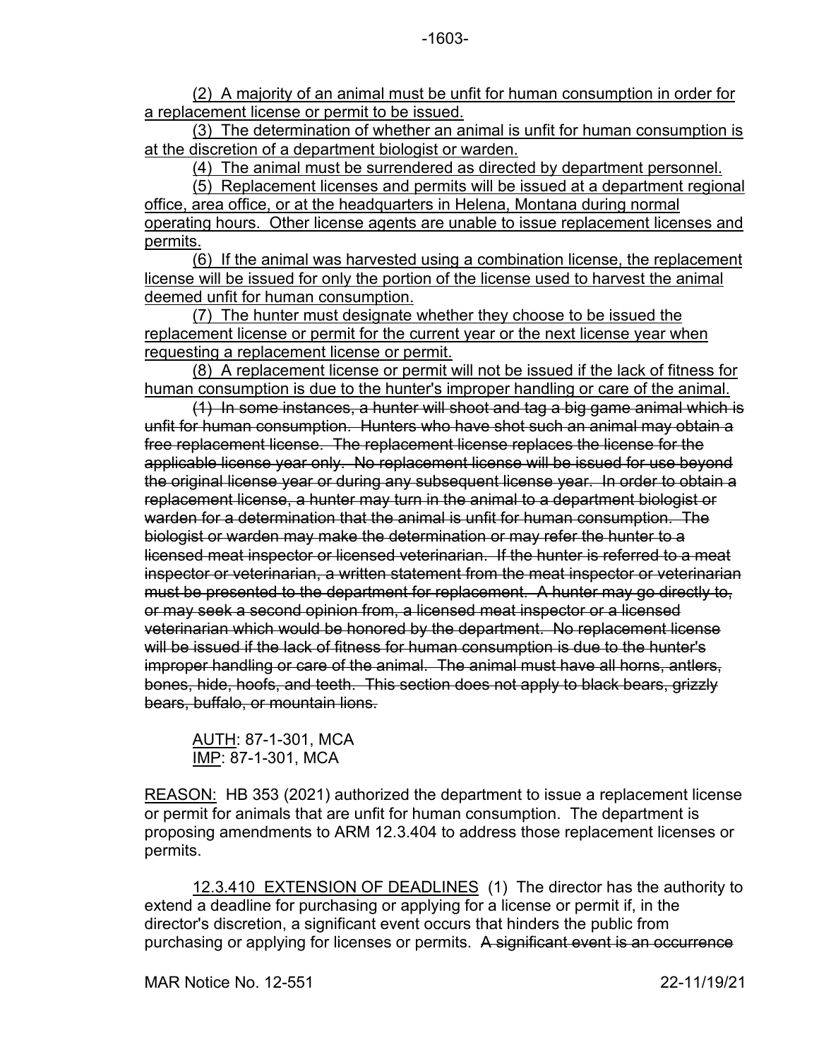<u>(2) A majority of an animal must be unfit for human consumption in order for a replacement license or permit to be issued.</u>

<u>(3) The determination of whether an animal is unfit for human consumption is at the discretion of a department biologist or warden.</u>

<u>(4) The animal must be surrendered as directed by department personnel.</u>

<u>(5) Replacement licenses and permits will be issued at a department regional office, area office, or at the headquarters in Helena, Montana during normal operating hours. Other license agents are unable to issue replacement licenses and permits.</u>

<u>(6) If the animal was harvested using a combination license, the replacement license will be issued for only the portion of the license used to harvest the animal deemed unfit for human consumption.</u>

<u>(7) The hunter must designate whether they choose to be issued the replacement license or permit for the current year or the next license year when requesting a replacement license or permit.</u>

<u>(8) A replacement license or permit will not be issued if the lack of fitness for human consumption is due to the hunter's improper handling or care of the animal.</u>

~~(1) In some instances, a hunter will shoot and tag a big game animal which is unfit for human consumption. Hunters who have shot such an animal may obtain a free replacement license. The replacement license replaces the license for the applicable license year only. No replacement license will be issued for use beyond the original license year or during any subsequent license year. In order to obtain a replacement license, a hunter may turn in the animal to a department biologist or warden for a determination that the animal is unfit for human consumption. The biologist or warden may make the determination or may refer the hunter to a licensed meat inspector or licensed veterinarian. If the hunter is referred to a meat inspector or veterinarian, a written statement from the meat inspector or veterinarian must be presented to the department for replacement. A hunter may go directly to, or may seek a second opinion from, a licensed meat inspector or a licensed veterinarian which would be honored by the department. No replacement license will be issued if the lack of fitness for human consumption is due to the hunter's improper handling or care of the animal. The animal must have all horns, antlers, bones, hide, hoofs, and teeth. This section does not apply to black bears, grizzly bears, buffalo, or mountain lions.~~

<u>AUTH</u>: 87-1-301, MCA
<u>IMP</u>: 87-1-301, MCA

<u>REASON:</u> HB 353 (2021) authorized the department to issue a replacement license or permit for animals that are unfit for human consumption. The department is proposing amendments to ARM 12.3.404 to address those replacement licenses or permits.

<u>12.3.410 EXTENSION OF DEADLINES</u> (1) The director has the authority to extend a deadline for purchasing or applying for a license or permit if, in the director's discretion, a significant event occurs that hinders the public from purchasing or applying for licenses or permits. ~~A significant event is an occurrence~~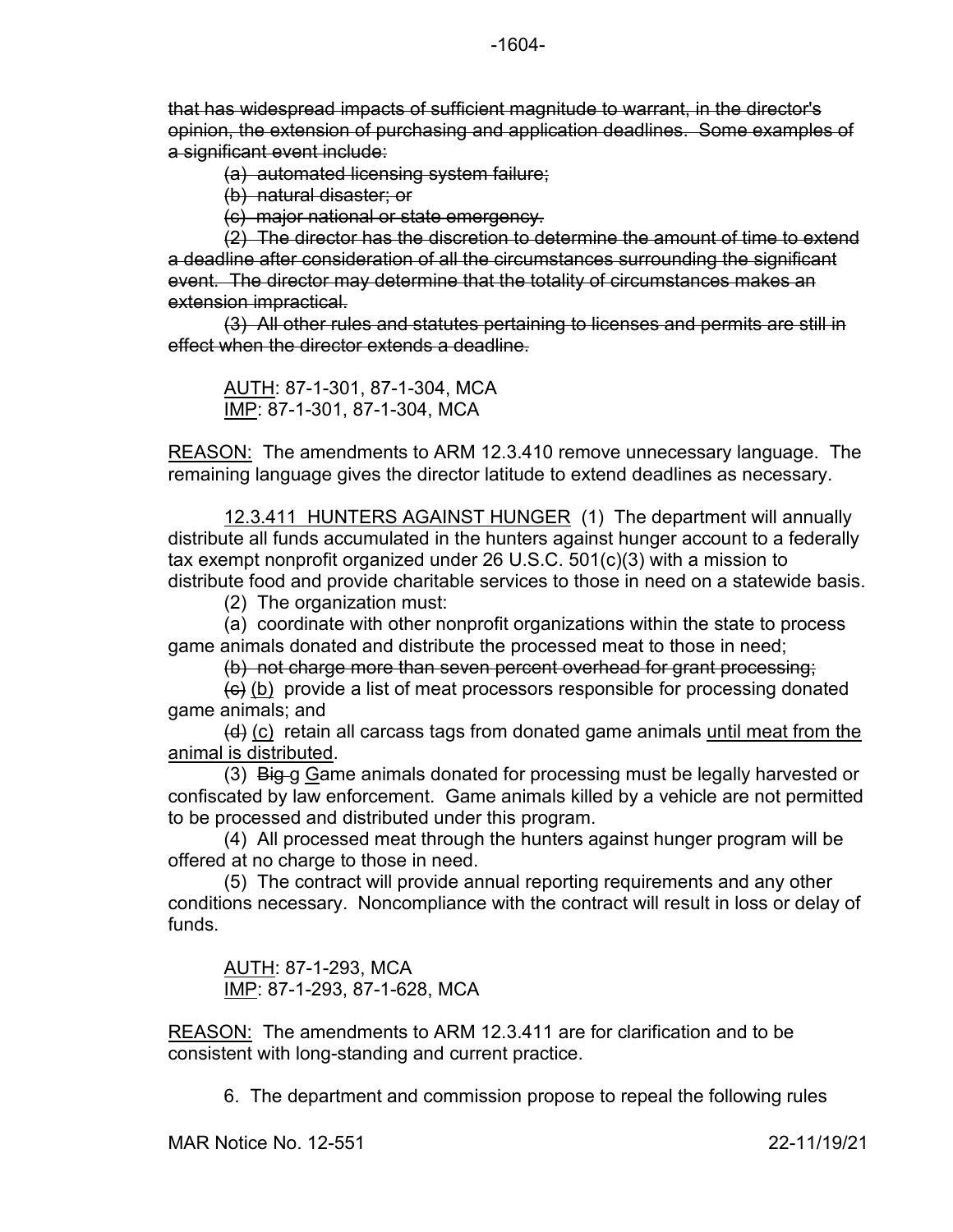~~that has widespread impacts of sufficient magnitude to warrant, in the director's opinion, the extension of purchasing and application deadlines. Some examples of a significant event include:~~

~~(a) automated licensing system failure;~~

~~(b) natural disaster; or~~

~~(c) major national or state emergency.~~

~~(2) The director has the discretion to determine the amount of time to extend a deadline after consideration of all the circumstances surrounding the significant event. The director may determine that the totality of circumstances makes an extension impractical.~~

~~(3) All other rules and statutes pertaining to licenses and permits are still in effect when the director extends a deadline.~~

AUTH: 87-1-301, 87-1-304, MCA
IMP: 87-1-301, 87-1-304, MCA

REASON: The amendments to ARM 12.3.410 remove unnecessary language. The remaining language gives the director latitude to extend deadlines as necessary.

12.3.411 HUNTERS AGAINST HUNGER (1) The department will annually distribute all funds accumulated in the hunters against hunger account to a federally tax exempt nonprofit organized under 26 U.S.C. 501(c)(3) with a mission to distribute food and provide charitable services to those in need on a statewide basis.

(2) The organization must:

(a) coordinate with other nonprofit organizations within the state to process game animals donated and distribute the processed meat to those in need;

~~(b) not charge more than seven percent overhead for grant processing;~~

~~(c)~~ (b) provide a list of meat processors responsible for processing donated game animals; and

~~(d)~~ (c) retain all carcass tags from donated game animals until meat from the animal is distributed.

(3) ~~Big g~~ Game animals donated for processing must be legally harvested or confiscated by law enforcement. Game animals killed by a vehicle are not permitted to be processed and distributed under this program.

(4) All processed meat through the hunters against hunger program will be offered at no charge to those in need.

(5) The contract will provide annual reporting requirements and any other conditions necessary. Noncompliance with the contract will result in loss or delay of funds.

AUTH: 87-1-293, MCA
IMP: 87-1-293, 87-1-628, MCA

REASON: The amendments to ARM 12.3.411 are for clarification and to be consistent with long-standing and current practice.

6. The department and commission propose to repeal the following rules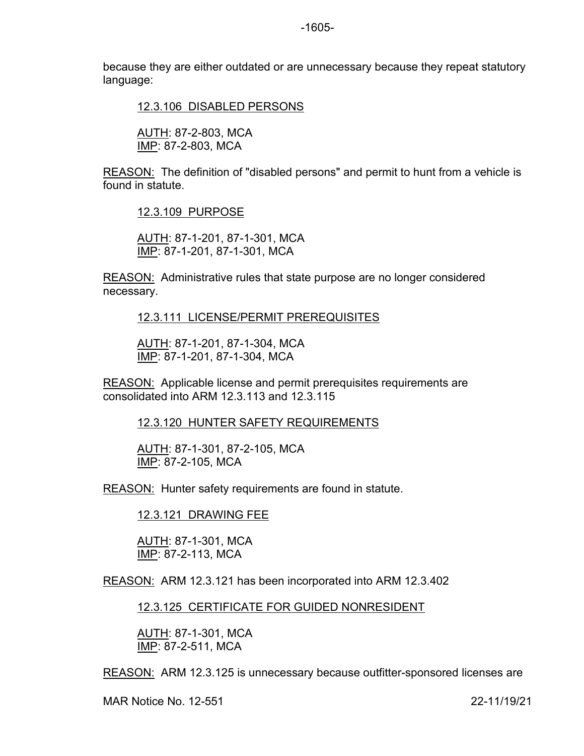because they are either outdated or are unnecessary because they repeat statutory language:

12.3.106 DISABLED PERSONS

AUTH: 87-2-803, MCA
IMP: 87-2-803, MCA

REASON: The definition of "disabled persons" and permit to hunt from a vehicle is found in statute.

12.3.109 PURPOSE

AUTH: 87-1-201, 87-1-301, MCA
IMP: 87-1-201, 87-1-301, MCA

REASON: Administrative rules that state purpose are no longer considered necessary.

12.3.111 LICENSE/PERMIT PREREQUISITES

AUTH: 87-1-201, 87-1-304, MCA
IMP: 87-1-201, 87-1-304, MCA

REASON: Applicable license and permit prerequisites requirements are consolidated into ARM 12.3.113 and 12.3.115

12.3.120 HUNTER SAFETY REQUIREMENTS

AUTH: 87-1-301, 87-2-105, MCA
IMP: 87-2-105, MCA

REASON: Hunter safety requirements are found in statute.

12.3.121 DRAWING FEE

AUTH: 87-1-301, MCA
IMP: 87-2-113, MCA

REASON: ARM 12.3.121 has been incorporated into ARM 12.3.402

12.3.125 CERTIFICATE FOR GUIDED NONRESIDENT

AUTH: 87-1-301, MCA
IMP: 87-2-511, MCA

REASON: ARM 12.3.125 is unnecessary because outfitter-sponsored licenses are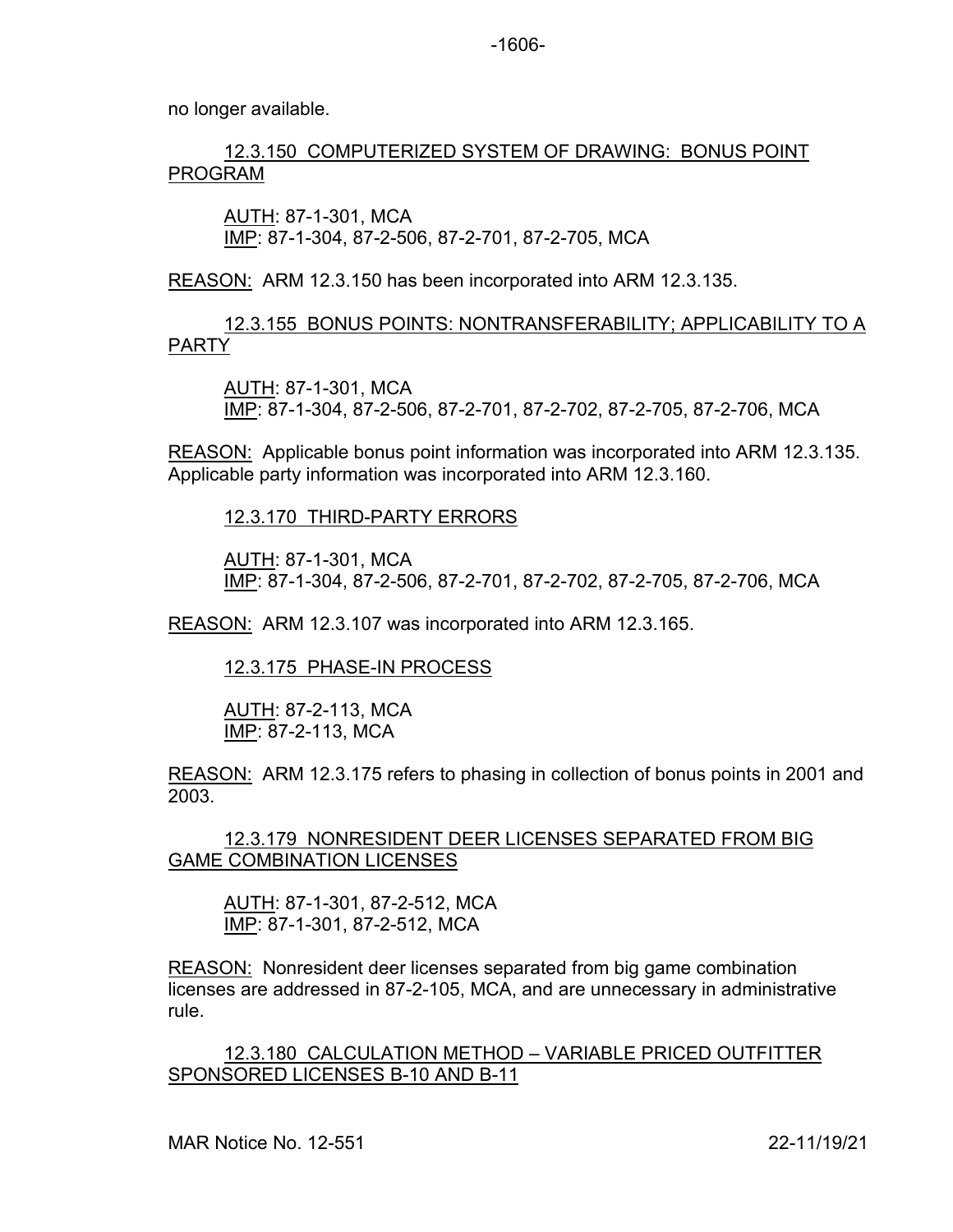no longer available.

12.3.150 COMPUTERIZED SYSTEM OF DRAWING: BONUS POINT PROGRAM

AUTH: 87-1-301, MCA
IMP: 87-1-304, 87-2-506, 87-2-701, 87-2-705, MCA

REASON: ARM 12.3.150 has been incorporated into ARM 12.3.135.

12.3.155 BONUS POINTS: NONTRANSFERABILITY; APPLICABILITY TO A PARTY

AUTH: 87-1-301, MCA
IMP: 87-1-304, 87-2-506, 87-2-701, 87-2-702, 87-2-705, 87-2-706, MCA

REASON: Applicable bonus point information was incorporated into ARM 12.3.135. Applicable party information was incorporated into ARM 12.3.160.

12.3.170 THIRD-PARTY ERRORS

AUTH: 87-1-301, MCA
IMP: 87-1-304, 87-2-506, 87-2-701, 87-2-702, 87-2-705, 87-2-706, MCA

REASON: ARM 12.3.107 was incorporated into ARM 12.3.165.

12.3.175 PHASE-IN PROCESS

AUTH: 87-2-113, MCA
IMP: 87-2-113, MCA

REASON: ARM 12.3.175 refers to phasing in collection of bonus points in 2001 and 2003.

12.3.179 NONRESIDENT DEER LICENSES SEPARATED FROM BIG GAME COMBINATION LICENSES

AUTH: 87-1-301, 87-2-512, MCA
IMP: 87-1-301, 87-2-512, MCA

REASON: Nonresident deer licenses separated from big game combination licenses are addressed in 87-2-105, MCA, and are unnecessary in administrative rule.

12.3.180 CALCULATION METHOD – VARIABLE PRICED OUTFITTER SPONSORED LICENSES B-10 AND B-11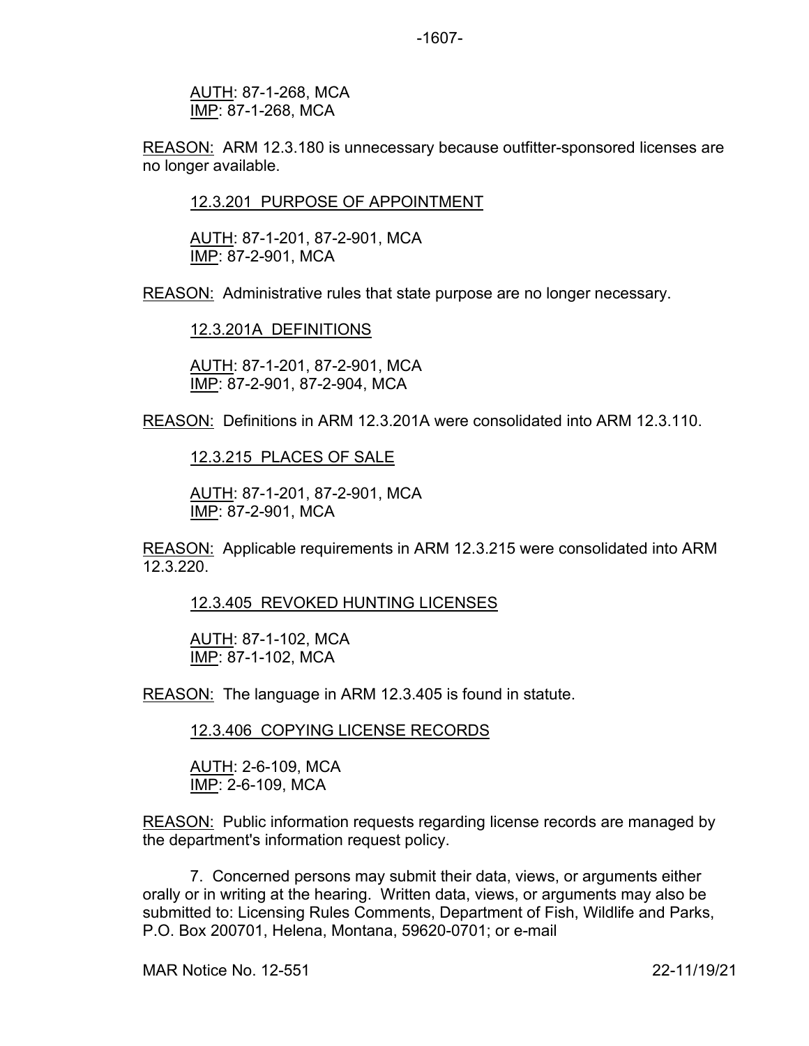AUTH: 87-1-268, MCA
IMP: 87-1-268, MCA

REASON: ARM 12.3.180 is unnecessary because outfitter-sponsored licenses are no longer available.

12.3.201 PURPOSE OF APPOINTMENT

AUTH: 87-1-201, 87-2-901, MCA
IMP: 87-2-901, MCA

REASON: Administrative rules that state purpose are no longer necessary.

12.3.201A DEFINITIONS

AUTH: 87-1-201, 87-2-901, MCA
IMP: 87-2-901, 87-2-904, MCA

REASON: Definitions in ARM 12.3.201A were consolidated into ARM 12.3.110.

12.3.215 PLACES OF SALE

AUTH: 87-1-201, 87-2-901, MCA
IMP: 87-2-901, MCA

REASON: Applicable requirements in ARM 12.3.215 were consolidated into ARM 12.3.220.

12.3.405 REVOKED HUNTING LICENSES

AUTH: 87-1-102, MCA
IMP: 87-1-102, MCA

REASON: The language in ARM 12.3.405 is found in statute.

12.3.406 COPYING LICENSE RECORDS

AUTH: 2-6-109, MCA
IMP: 2-6-109, MCA

REASON: Public information requests regarding license records are managed by the department's information request policy.

7. Concerned persons may submit their data, views, or arguments either orally or in writing at the hearing. Written data, views, or arguments may also be submitted to: Licensing Rules Comments, Department of Fish, Wildlife and Parks, P.O. Box 200701, Helena, Montana, 59620-0701; or e-mail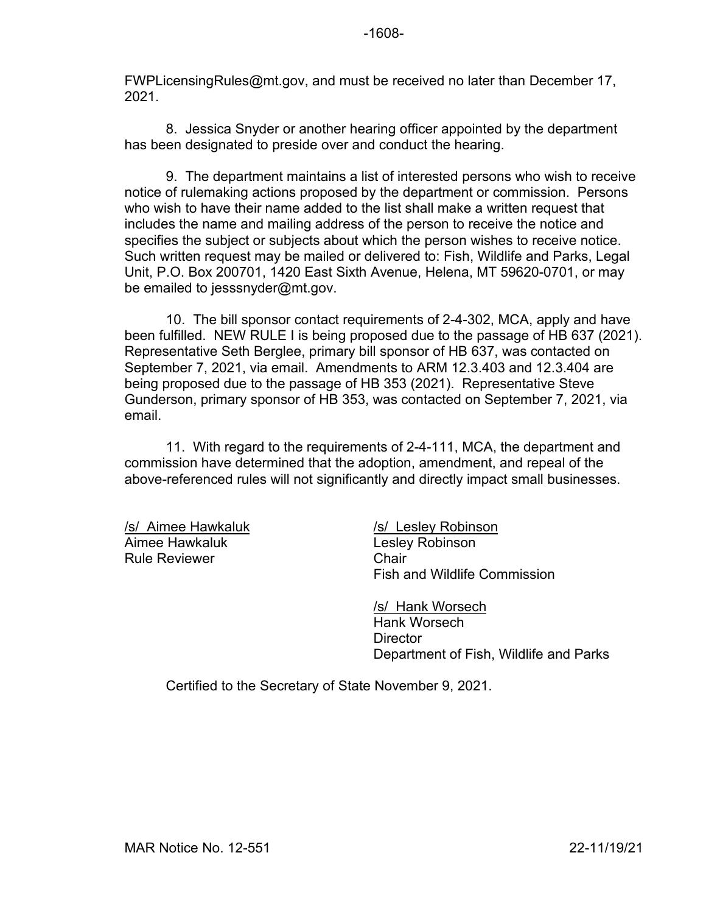FWPLicensingRules@mt.gov, and must be received no later than December 17, 2021.

8. Jessica Snyder or another hearing officer appointed by the department has been designated to preside over and conduct the hearing.

9. The department maintains a list of interested persons who wish to receive notice of rulemaking actions proposed by the department or commission. Persons who wish to have their name added to the list shall make a written request that includes the name and mailing address of the person to receive the notice and specifies the subject or subjects about which the person wishes to receive notice. Such written request may be mailed or delivered to: Fish, Wildlife and Parks, Legal Unit, P.O. Box 200701, 1420 East Sixth Avenue, Helena, MT 59620-0701, or may be emailed to jesssnyder@mt.gov.

10. The bill sponsor contact requirements of 2-4-302, MCA, apply and have been fulfilled. NEW RULE I is being proposed due to the passage of HB 637 (2021). Representative Seth Berglee, primary bill sponsor of HB 637, was contacted on September 7, 2021, via email. Amendments to ARM 12.3.403 and 12.3.404 are being proposed due to the passage of HB 353 (2021). Representative Steve Gunderson, primary sponsor of HB 353, was contacted on September 7, 2021, via email.

11. With regard to the requirements of 2-4-111, MCA, the department and commission have determined that the adoption, amendment, and repeal of the above-referenced rules will not significantly and directly impact small businesses.

/s/ Aimee Hawkaluk
Aimee Hawkaluk
Rule Reviewer

/s/ Lesley Robinson
Lesley Robinson
Chair
Fish and Wildlife Commission

/s/ Hank Worsech
Hank Worsech
Director
Department of Fish, Wildlife and Parks

Certified to the Secretary of State November 9, 2021.